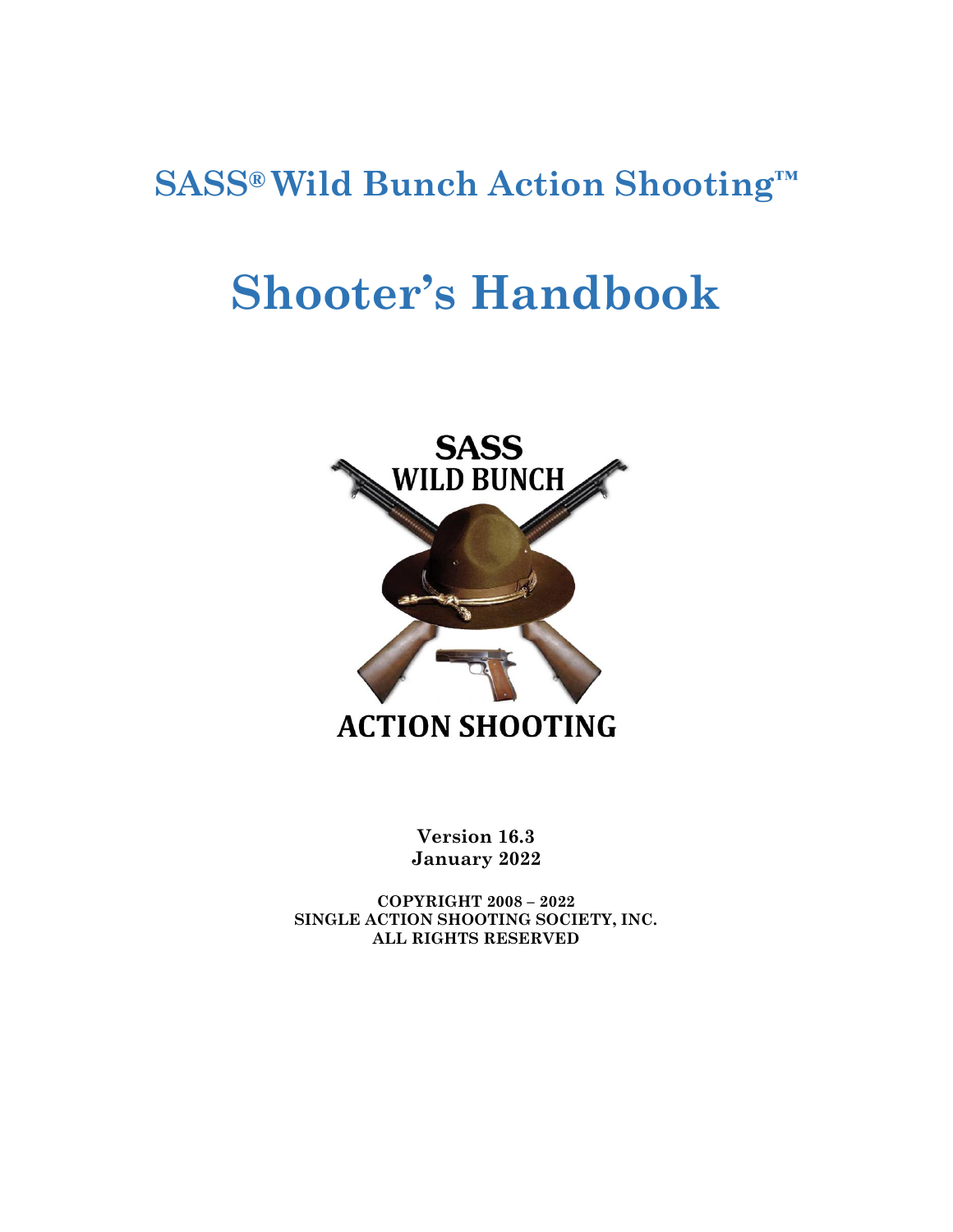# SASS® Wild Bunch Action Shooting™

# Shooter's Handbook

**Version 16.3**
**January 2022**

**COPYRIGHT 2008 – 2022**
**SINGLE ACTION SHOOTING SOCIETY, INC.**
**ALL RIGHTS RESERVED**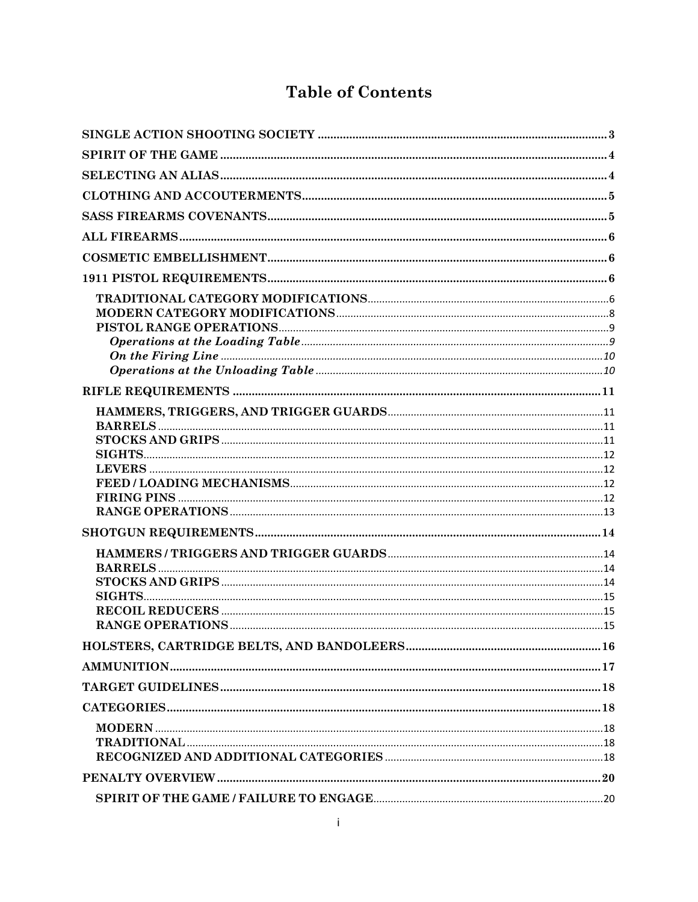# Table of Contents

SINGLE ACTION SHOOTING SOCIETY ..... 3

SPIRIT OF THE GAME ..... 4

SELECTING AN ALIAS ..... 4

CLOTHING AND ACCOUTERMENTS ..... 5

SASS FIREARMS COVENANTS ..... 5

ALL FIREARMS ..... 6

COSMETIC EMBELLISHMENT ..... 6

1911 PISTOL REQUIREMENTS ..... 6

- TRADITIONAL CATEGORY MODIFICATIONS ..... 6
- MODERN CATEGORY MODIFICATIONS ..... 8
- PISTOL RANGE OPERATIONS ..... 9
  - *Operations at the Loading Table* ..... 9
  - *On the Firing Line* ..... 10
  - *Operations at the Unloading Table* ..... 10

RIFLE REQUIREMENTS ..... 11

- HAMMERS, TRIGGERS, AND TRIGGER GUARDS ..... 11
- BARRELS ..... 11
- STOCKS AND GRIPS ..... 11
- SIGHTS ..... 12
- LEVERS ..... 12
- FEED / LOADING MECHANISMS ..... 12
- FIRING PINS ..... 12
- RANGE OPERATIONS ..... 13

SHOTGUN REQUIREMENTS ..... 14

- HAMMERS / TRIGGERS AND TRIGGER GUARDS ..... 14
- BARRELS ..... 14
- STOCKS AND GRIPS ..... 14
- SIGHTS ..... 15
- RECOIL REDUCERS ..... 15
- RANGE OPERATIONS ..... 15

HOLSTERS, CARTRIDGE BELTS, AND BANDOLEERS ..... 16

AMMUNITION ..... 17

TARGET GUIDELINES ..... 18

CATEGORIES ..... 18

- MODERN ..... 18
- TRADITIONAL ..... 18
- RECOGNIZED AND ADDITIONAL CATEGORIES ..... 18

PENALTY OVERVIEW ..... 20

- SPIRIT OF THE GAME / FAILURE TO ENGAGE ..... 20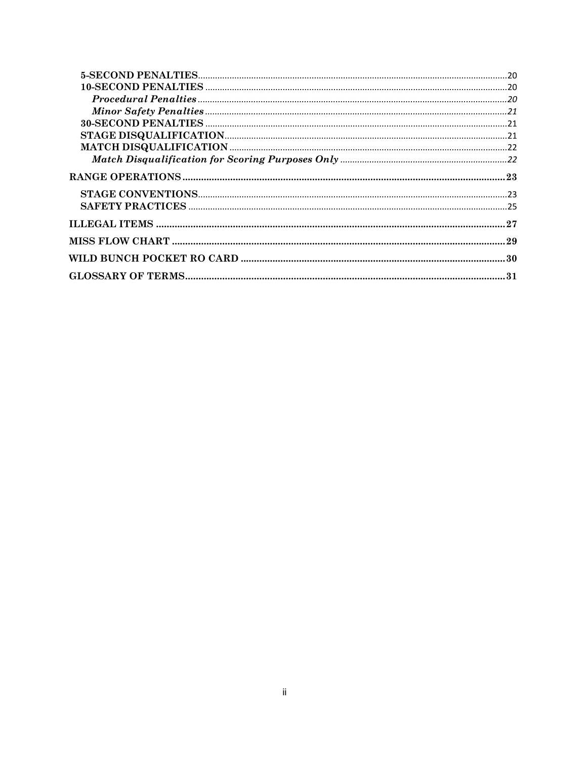- **5-SECOND PENALTIES** .......... 20
- **10-SECOND PENALTIES** .......... 20
  - ***Procedural Penalties*** .......... 20
  - ***Minor Safety Penalties*** .......... 21
- **30-SECOND PENALTIES** .......... 21
- **STAGE DISQUALIFICATION** .......... 21
- **MATCH DISQUALIFICATION** .......... 22
  - ***Match Disqualification for Scoring Purposes Only*** .......... 22

**RANGE OPERATIONS** .......... 23

- **STAGE CONVENTIONS** .......... 23
- **SAFETY PRACTICES** .......... 25

**ILLEGAL ITEMS** .......... 27

**MISS FLOW CHART** .......... 29

**WILD BUNCH POCKET RO CARD** .......... 30

**GLOSSARY OF TERMS** .......... 31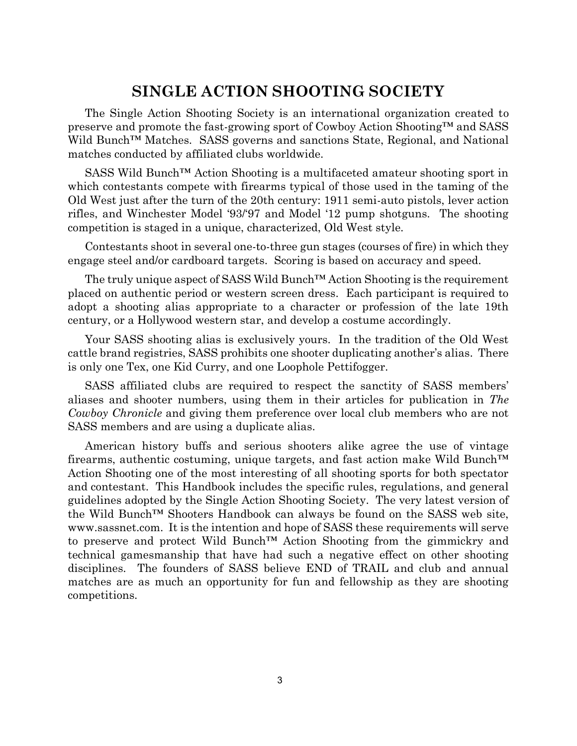# SINGLE ACTION SHOOTING SOCIETY

The Single Action Shooting Society is an international organization created to preserve and promote the fast-growing sport of Cowboy Action Shooting™ and SASS Wild Bunch™ Matches. SASS governs and sanctions State, Regional, and National matches conducted by affiliated clubs worldwide.

SASS Wild Bunch™ Action Shooting is a multifaceted amateur shooting sport in which contestants compete with firearms typical of those used in the taming of the Old West just after the turn of the 20th century: 1911 semi-auto pistols, lever action rifles, and Winchester Model '93/'97 and Model '12 pump shotguns. The shooting competition is staged in a unique, characterized, Old West style.

Contestants shoot in several one-to-three gun stages (courses of fire) in which they engage steel and/or cardboard targets. Scoring is based on accuracy and speed.

The truly unique aspect of SASS Wild Bunch™ Action Shooting is the requirement placed on authentic period or western screen dress. Each participant is required to adopt a shooting alias appropriate to a character or profession of the late 19th century, or a Hollywood western star, and develop a costume accordingly.

Your SASS shooting alias is exclusively yours. In the tradition of the Old West cattle brand registries, SASS prohibits one shooter duplicating another's alias. There is only one Tex, one Kid Curry, and one Loophole Pettifogger.

SASS affiliated clubs are required to respect the sanctity of SASS members' aliases and shooter numbers, using them in their articles for publication in *The Cowboy Chronicle* and giving them preference over local club members who are not SASS members and are using a duplicate alias.

American history buffs and serious shooters alike agree the use of vintage firearms, authentic costuming, unique targets, and fast action make Wild Bunch™ Action Shooting one of the most interesting of all shooting sports for both spectator and contestant. This Handbook includes the specific rules, regulations, and general guidelines adopted by the Single Action Shooting Society. The very latest version of the Wild Bunch™ Shooters Handbook can always be found on the SASS web site, www.sassnet.com. It is the intention and hope of SASS these requirements will serve to preserve and protect Wild Bunch™ Action Shooting from the gimmickry and technical gamesmanship that have had such a negative effect on other shooting disciplines. The founders of SASS believe END of TRAIL and club and annual matches are as much an opportunity for fun and fellowship as they are shooting competitions.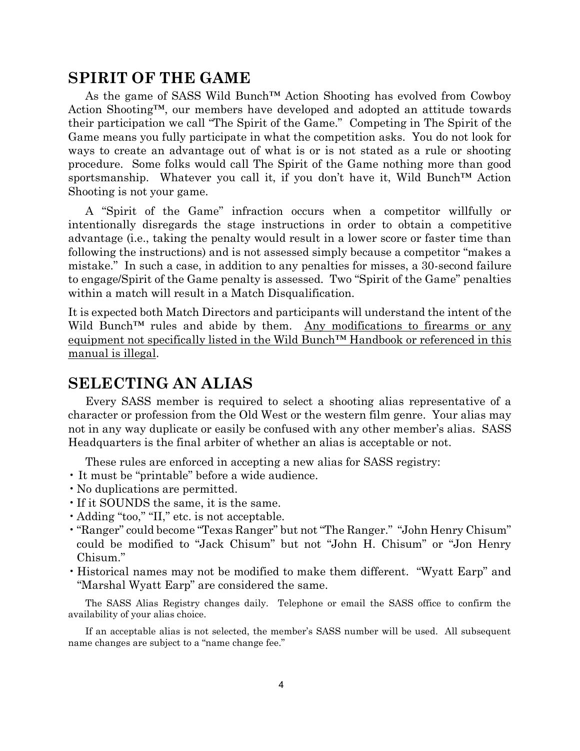## SPIRIT OF THE GAME

As the game of SASS Wild Bunch™ Action Shooting has evolved from Cowboy Action Shooting™, our members have developed and adopted an attitude towards their participation we call "The Spirit of the Game." Competing in The Spirit of the Game means you fully participate in what the competition asks. You do not look for ways to create an advantage out of what is or is not stated as a rule or shooting procedure. Some folks would call The Spirit of the Game nothing more than good sportsmanship. Whatever you call it, if you don't have it, Wild Bunch™ Action Shooting is not your game.

A "Spirit of the Game" infraction occurs when a competitor willfully or intentionally disregards the stage instructions in order to obtain a competitive advantage (i.e., taking the penalty would result in a lower score or faster time than following the instructions) and is not assessed simply because a competitor "makes a mistake." In such a case, in addition to any penalties for misses, a 30-second failure to engage/Spirit of the Game penalty is assessed. Two "Spirit of the Game" penalties within a match will result in a Match Disqualification.

It is expected both Match Directors and participants will understand the intent of the Wild Bunch™ rules and abide by them. <u>Any modifications to firearms or any equipment not specifically listed in the Wild Bunch™ Handbook or referenced in this manual is illegal</u>.

## SELECTING AN ALIAS

Every SASS member is required to select a shooting alias representative of a character or profession from the Old West or the western film genre. Your alias may not in any way duplicate or easily be confused with any other member's alias. SASS Headquarters is the final arbiter of whether an alias is acceptable or not.

These rules are enforced in accepting a new alias for SASS registry:

- It must be "printable" before a wide audience.
- No duplications are permitted.
- If it SOUNDS the same, it is the same.
- Adding "too," "II," etc. is not acceptable.
- "Ranger" could become "Texas Ranger" but not "The Ranger." "John Henry Chisum" could be modified to "Jack Chisum" but not "John H. Chisum" or "Jon Henry Chisum."
- Historical names may not be modified to make them different. "Wyatt Earp" and "Marshal Wyatt Earp" are considered the same.

The SASS Alias Registry changes daily. Telephone or email the SASS office to confirm the availability of your alias choice.

If an acceptable alias is not selected, the member's SASS number will be used. All subsequent name changes are subject to a "name change fee."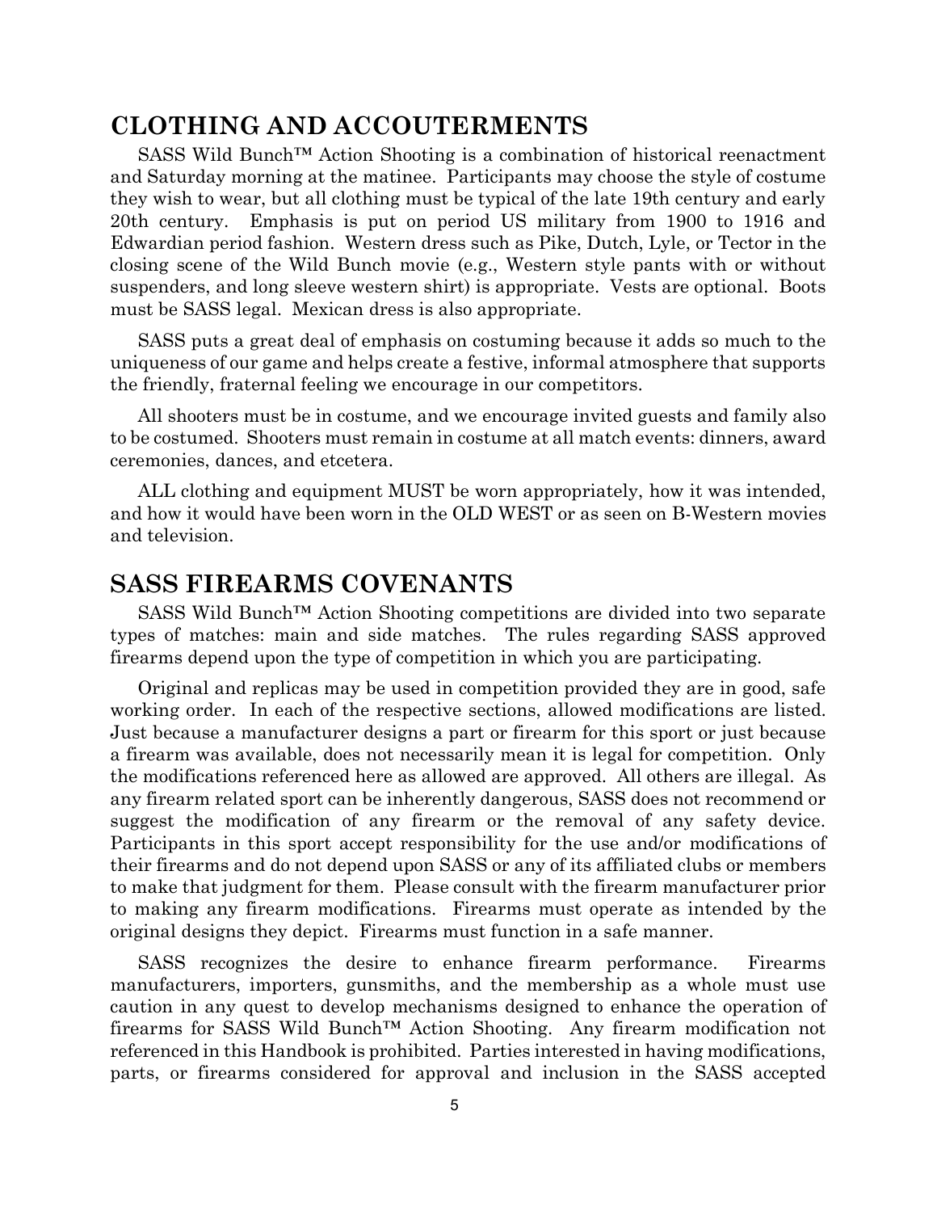## CLOTHING AND ACCOUTERMENTS

SASS Wild Bunch™ Action Shooting is a combination of historical reenactment and Saturday morning at the matinee. Participants may choose the style of costume they wish to wear, but all clothing must be typical of the late 19th century and early 20th century. Emphasis is put on period US military from 1900 to 1916 and Edwardian period fashion. Western dress such as Pike, Dutch, Lyle, or Tector in the closing scene of the Wild Bunch movie (e.g., Western style pants with or without suspenders, and long sleeve western shirt) is appropriate. Vests are optional. Boots must be SASS legal. Mexican dress is also appropriate.

SASS puts a great deal of emphasis on costuming because it adds so much to the uniqueness of our game and helps create a festive, informal atmosphere that supports the friendly, fraternal feeling we encourage in our competitors.

All shooters must be in costume, and we encourage invited guests and family also to be costumed. Shooters must remain in costume at all match events: dinners, award ceremonies, dances, and etcetera.

ALL clothing and equipment MUST be worn appropriately, how it was intended, and how it would have been worn in the OLD WEST or as seen on B-Western movies and television.

## SASS FIREARMS COVENANTS

SASS Wild Bunch™ Action Shooting competitions are divided into two separate types of matches: main and side matches. The rules regarding SASS approved firearms depend upon the type of competition in which you are participating.

Original and replicas may be used in competition provided they are in good, safe working order. In each of the respective sections, allowed modifications are listed. Just because a manufacturer designs a part or firearm for this sport or just because a firearm was available, does not necessarily mean it is legal for competition. Only the modifications referenced here as allowed are approved. All others are illegal. As any firearm related sport can be inherently dangerous, SASS does not recommend or suggest the modification of any firearm or the removal of any safety device. Participants in this sport accept responsibility for the use and/or modifications of their firearms and do not depend upon SASS or any of its affiliated clubs or members to make that judgment for them. Please consult with the firearm manufacturer prior to making any firearm modifications. Firearms must operate as intended by the original designs they depict. Firearms must function in a safe manner.

SASS recognizes the desire to enhance firearm performance. Firearms manufacturers, importers, gunsmiths, and the membership as a whole must use caution in any quest to develop mechanisms designed to enhance the operation of firearms for SASS Wild Bunch™ Action Shooting. Any firearm modification not referenced in this Handbook is prohibited. Parties interested in having modifications, parts, or firearms considered for approval and inclusion in the SASS accepted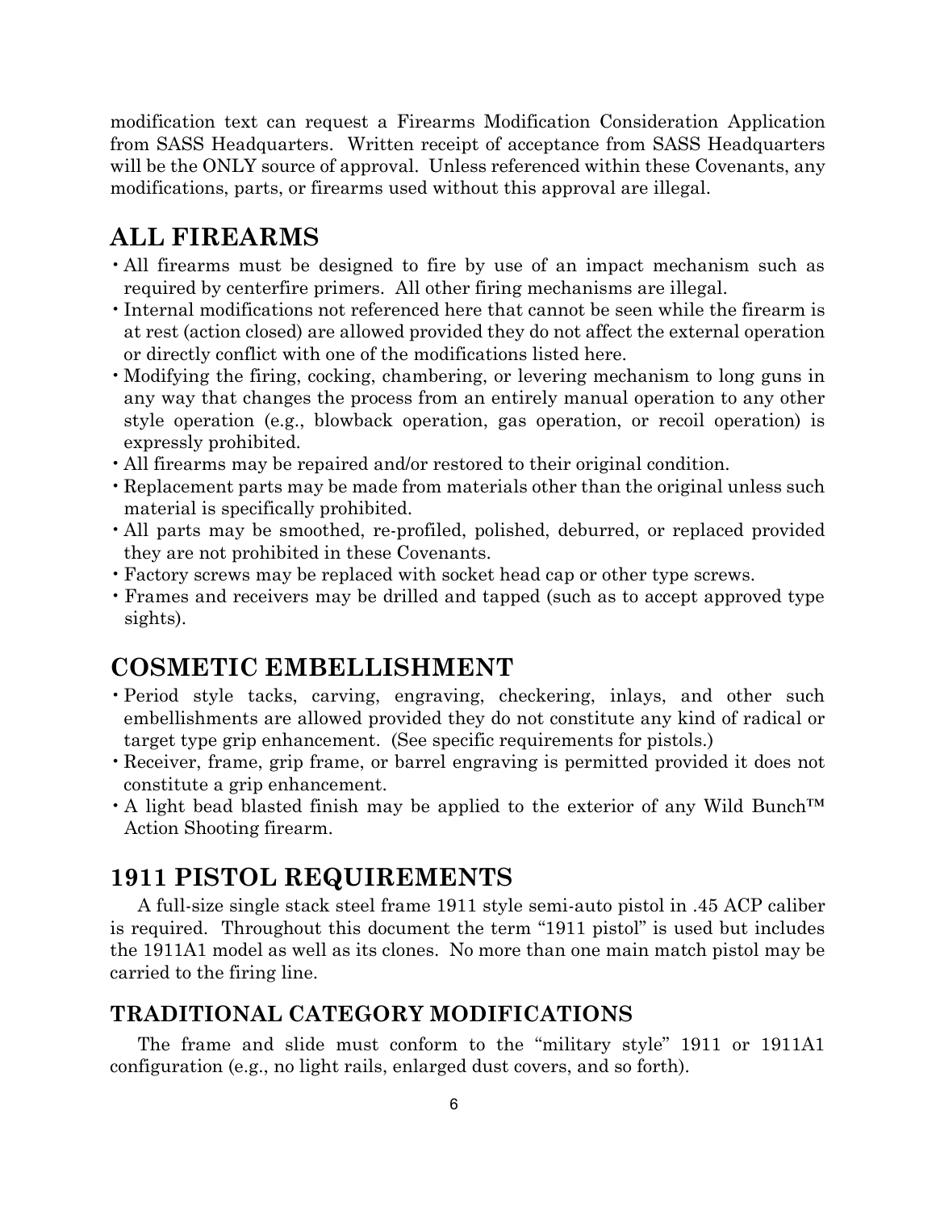modification text can request a Firearms Modification Consideration Application from SASS Headquarters. Written receipt of acceptance from SASS Headquarters will be the ONLY source of approval. Unless referenced within these Covenants, any modifications, parts, or firearms used without this approval are illegal.

## ALL FIREARMS

- All firearms must be designed to fire by use of an impact mechanism such as required by centerfire primers. All other firing mechanisms are illegal.
- Internal modifications not referenced here that cannot be seen while the firearm is at rest (action closed) are allowed provided they do not affect the external operation or directly conflict with one of the modifications listed here.
- Modifying the firing, cocking, chambering, or levering mechanism to long guns in any way that changes the process from an entirely manual operation to any other style operation (e.g., blowback operation, gas operation, or recoil operation) is expressly prohibited.
- All firearms may be repaired and/or restored to their original condition.
- Replacement parts may be made from materials other than the original unless such material is specifically prohibited.
- All parts may be smoothed, re-profiled, polished, deburred, or replaced provided they are not prohibited in these Covenants.
- Factory screws may be replaced with socket head cap or other type screws.
- Frames and receivers may be drilled and tapped (such as to accept approved type sights).

## COSMETIC EMBELLISHMENT

- Period style tacks, carving, engraving, checkering, inlays, and other such embellishments are allowed provided they do not constitute any kind of radical or target type grip enhancement. (See specific requirements for pistols.)
- Receiver, frame, grip frame, or barrel engraving is permitted provided it does not constitute a grip enhancement.
- A light bead blasted finish may be applied to the exterior of any Wild Bunch™ Action Shooting firearm.

## 1911 PISTOL REQUIREMENTS

A full-size single stack steel frame 1911 style semi-auto pistol in .45 ACP caliber is required. Throughout this document the term "1911 pistol" is used but includes the 1911A1 model as well as its clones. No more than one main match pistol may be carried to the firing line.

### TRADITIONAL CATEGORY MODIFICATIONS

The frame and slide must conform to the "military style" 1911 or 1911A1 configuration (e.g., no light rails, enlarged dust covers, and so forth).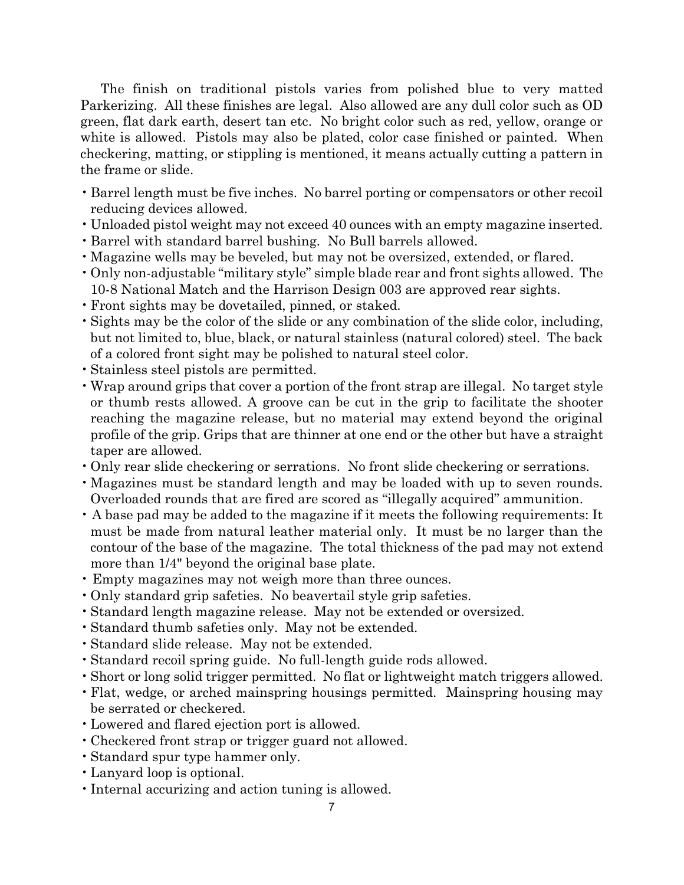The finish on traditional pistols varies from polished blue to very matted Parkerizing. All these finishes are legal. Also allowed are any dull color such as OD green, flat dark earth, desert tan etc. No bright color such as red, yellow, orange or white is allowed. Pistols may also be plated, color case finished or painted. When checkering, matting, or stippling is mentioned, it means actually cutting a pattern in the frame or slide.

- Barrel length must be five inches. No barrel porting or compensators or other recoil reducing devices allowed.
- Unloaded pistol weight may not exceed 40 ounces with an empty magazine inserted.
- Barrel with standard barrel bushing. No Bull barrels allowed.
- Magazine wells may be beveled, but may not be oversized, extended, or flared.
- Only non-adjustable "military style" simple blade rear and front sights allowed. The 10-8 National Match and the Harrison Design 003 are approved rear sights.
- Front sights may be dovetailed, pinned, or staked.
- Sights may be the color of the slide or any combination of the slide color, including, but not limited to, blue, black, or natural stainless (natural colored) steel. The back of a colored front sight may be polished to natural steel color.
- Stainless steel pistols are permitted.
- Wrap around grips that cover a portion of the front strap are illegal. No target style or thumb rests allowed. A groove can be cut in the grip to facilitate the shooter reaching the magazine release, but no material may extend beyond the original profile of the grip. Grips that are thinner at one end or the other but have a straight taper are allowed.
- Only rear slide checkering or serrations. No front slide checkering or serrations.
- Magazines must be standard length and may be loaded with up to seven rounds. Overloaded rounds that are fired are scored as "illegally acquired" ammunition.
- A base pad may be added to the magazine if it meets the following requirements: It must be made from natural leather material only. It must be no larger than the contour of the base of the magazine. The total thickness of the pad may not extend more than 1/4" beyond the original base plate.
- Empty magazines may not weigh more than three ounces.
- Only standard grip safeties. No beavertail style grip safeties.
- Standard length magazine release. May not be extended or oversized.
- Standard thumb safeties only. May not be extended.
- Standard slide release. May not be extended.
- Standard recoil spring guide. No full-length guide rods allowed.
- Short or long solid trigger permitted. No flat or lightweight match triggers allowed.
- Flat, wedge, or arched mainspring housings permitted. Mainspring housing may be serrated or checkered.
- Lowered and flared ejection port is allowed.
- Checkered front strap or trigger guard not allowed.
- Standard spur type hammer only.
- Lanyard loop is optional.
- Internal accurizing and action tuning is allowed.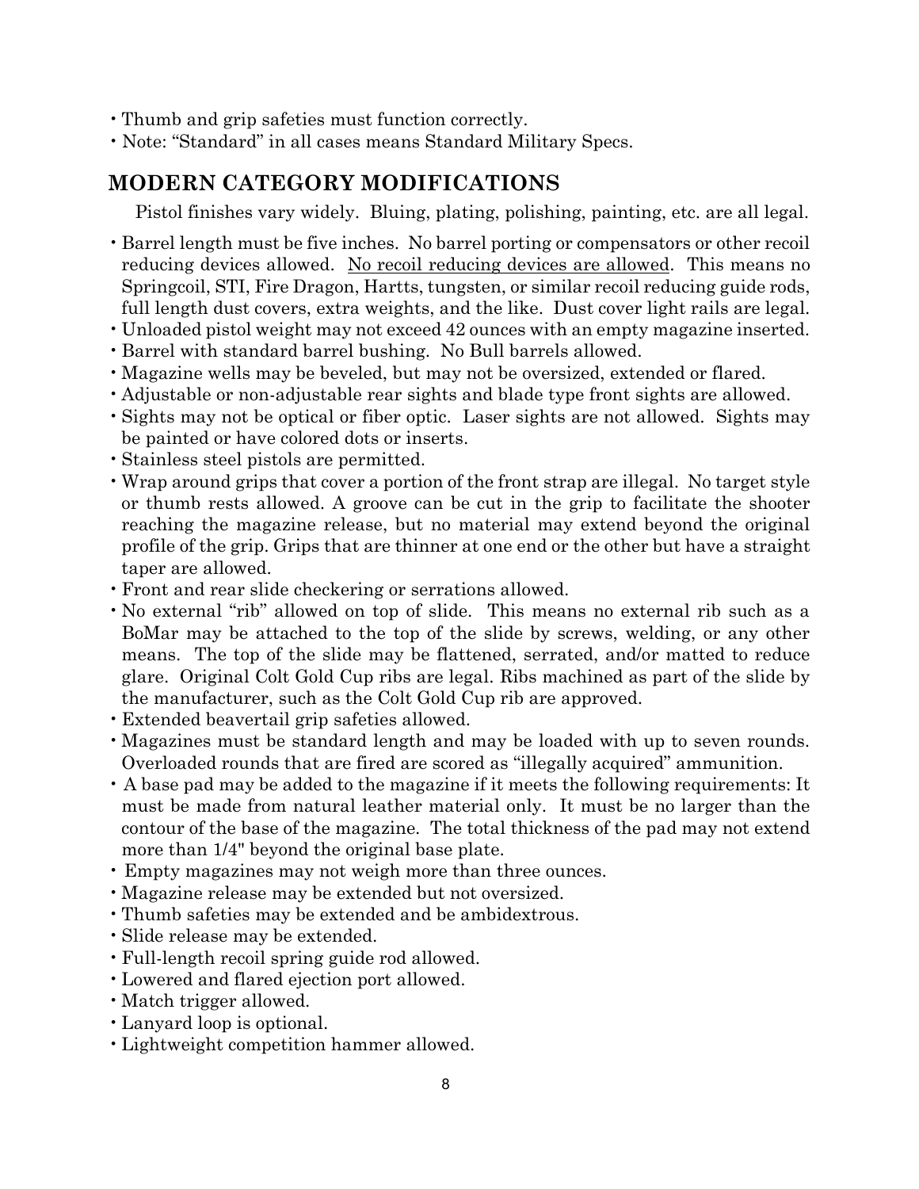- Thumb and grip safeties must function correctly.
- Note: "Standard" in all cases means Standard Military Specs.

## MODERN CATEGORY MODIFICATIONS

Pistol finishes vary widely. Bluing, plating, polishing, painting, etc. are all legal.

- Barrel length must be five inches. No barrel porting or compensators or other recoil reducing devices allowed. <u>No recoil reducing devices are allowed</u>. This means no Springcoil, STI, Fire Dragon, Hartts, tungsten, or similar recoil reducing guide rods, full length dust covers, extra weights, and the like. Dust cover light rails are legal.
- Unloaded pistol weight may not exceed 42 ounces with an empty magazine inserted.
- Barrel with standard barrel bushing. No Bull barrels allowed.
- Magazine wells may be beveled, but may not be oversized, extended or flared.
- Adjustable or non-adjustable rear sights and blade type front sights are allowed.
- Sights may not be optical or fiber optic. Laser sights are not allowed. Sights may be painted or have colored dots or inserts.
- Stainless steel pistols are permitted.
- Wrap around grips that cover a portion of the front strap are illegal. No target style or thumb rests allowed. A groove can be cut in the grip to facilitate the shooter reaching the magazine release, but no material may extend beyond the original profile of the grip. Grips that are thinner at one end or the other but have a straight taper are allowed.
- Front and rear slide checkering or serrations allowed.
- No external "rib" allowed on top of slide. This means no external rib such as a BoMar may be attached to the top of the slide by screws, welding, or any other means. The top of the slide may be flattened, serrated, and/or matted to reduce glare. Original Colt Gold Cup ribs are legal. Ribs machined as part of the slide by the manufacturer, such as the Colt Gold Cup rib are approved.
- Extended beavertail grip safeties allowed.
- Magazines must be standard length and may be loaded with up to seven rounds. Overloaded rounds that are fired are scored as "illegally acquired" ammunition.
- A base pad may be added to the magazine if it meets the following requirements: It must be made from natural leather material only. It must be no larger than the contour of the base of the magazine. The total thickness of the pad may not extend more than 1/4" beyond the original base plate.
- Empty magazines may not weigh more than three ounces.
- Magazine release may be extended but not oversized.
- Thumb safeties may be extended and be ambidextrous.
- Slide release may be extended.
- Full-length recoil spring guide rod allowed.
- Lowered and flared ejection port allowed.
- Match trigger allowed.
- Lanyard loop is optional.
- Lightweight competition hammer allowed.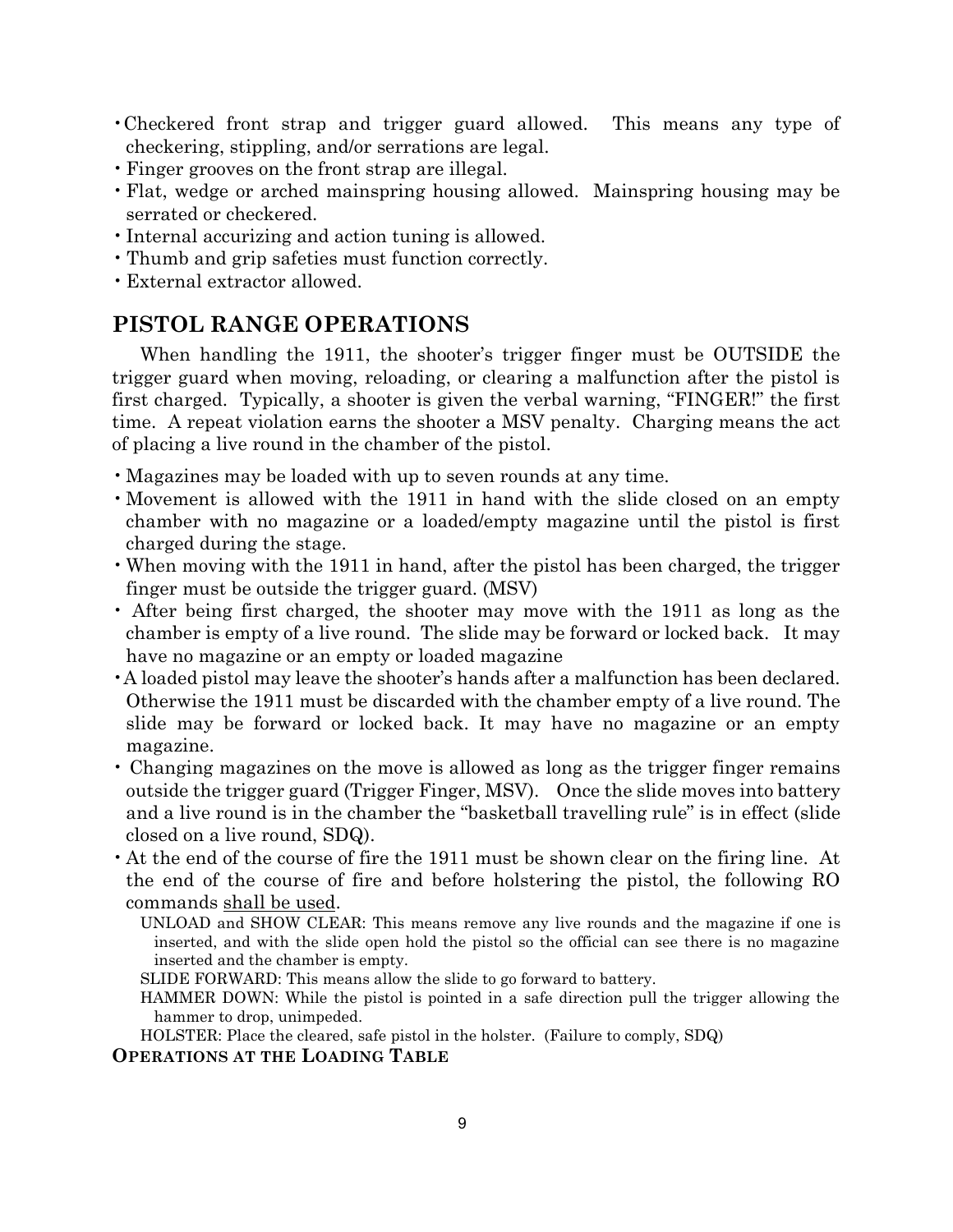- Checkered front strap and trigger guard allowed. This means any type of checkering, stippling, and/or serrations are legal.
- Finger grooves on the front strap are illegal.
- Flat, wedge or arched mainspring housing allowed. Mainspring housing may be serrated or checkered.
- Internal accurizing and action tuning is allowed.
- Thumb and grip safeties must function correctly.
- External extractor allowed.

## PISTOL RANGE OPERATIONS

When handling the 1911, the shooter's trigger finger must be OUTSIDE the trigger guard when moving, reloading, or clearing a malfunction after the pistol is first charged. Typically, a shooter is given the verbal warning, "FINGER!" the first time. A repeat violation earns the shooter a MSV penalty. Charging means the act of placing a live round in the chamber of the pistol.

- Magazines may be loaded with up to seven rounds at any time.
- Movement is allowed with the 1911 in hand with the slide closed on an empty chamber with no magazine or a loaded/empty magazine until the pistol is first charged during the stage.
- When moving with the 1911 in hand, after the pistol has been charged, the trigger finger must be outside the trigger guard. (MSV)
- After being first charged, the shooter may move with the 1911 as long as the chamber is empty of a live round. The slide may be forward or locked back. It may have no magazine or an empty or loaded magazine
- A loaded pistol may leave the shooter's hands after a malfunction has been declared. Otherwise the 1911 must be discarded with the chamber empty of a live round. The slide may be forward or locked back. It may have no magazine or an empty magazine.
- Changing magazines on the move is allowed as long as the trigger finger remains outside the trigger guard (Trigger Finger, MSV). Once the slide moves into battery and a live round is in the chamber the "basketball travelling rule" is in effect (slide closed on a live round, SDQ).
- At the end of the course of fire the 1911 must be shown clear on the firing line. At the end of the course of fire and before holstering the pistol, the following RO commands <u>shall be used</u>.

  UNLOAD and SHOW CLEAR: This means remove any live rounds and the magazine if one is inserted, and with the slide open hold the pistol so the official can see there is no magazine inserted and the chamber is empty.

  SLIDE FORWARD: This means allow the slide to go forward to battery.

  HAMMER DOWN: While the pistol is pointed in a safe direction pull the trigger allowing the hammer to drop, unimpeded.

  HOLSTER: Place the cleared, safe pistol in the holster. (Failure to comply, SDQ)

**OPERATIONS AT THE LOADING TABLE**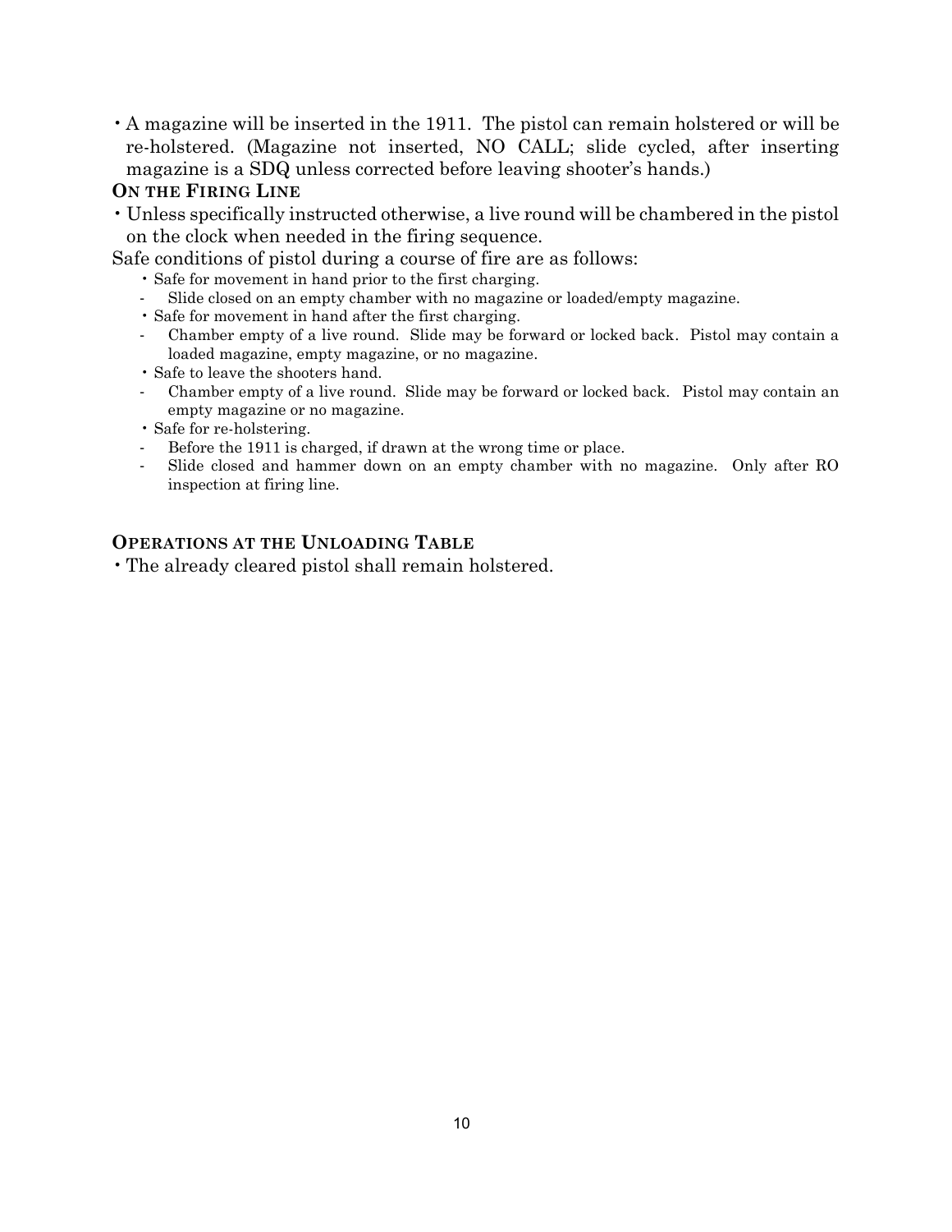- A magazine will be inserted in the 1911. The pistol can remain holstered or will be re-holstered. (Magazine not inserted, NO CALL; slide cycled, after inserting magazine is a SDQ unless corrected before leaving shooter's hands.)

**ON THE FIRING LINE**

- Unless specifically instructed otherwise, a live round will be chambered in the pistol on the clock when needed in the firing sequence.

Safe conditions of pistol during a course of fire are as follows:

- Safe for movement in hand prior to the first charging.
  - Slide closed on an empty chamber with no magazine or loaded/empty magazine.
- Safe for movement in hand after the first charging.
  - Chamber empty of a live round. Slide may be forward or locked back. Pistol may contain a loaded magazine, empty magazine, or no magazine.
- Safe to leave the shooters hand.
  - Chamber empty of a live round. Slide may be forward or locked back. Pistol may contain an empty magazine or no magazine.
- Safe for re-holstering.
  - Before the 1911 is charged, if drawn at the wrong time or place.
  - Slide closed and hammer down on an empty chamber with no magazine. Only after RO inspection at firing line.

**OPERATIONS AT THE UNLOADING TABLE**

- The already cleared pistol shall remain holstered.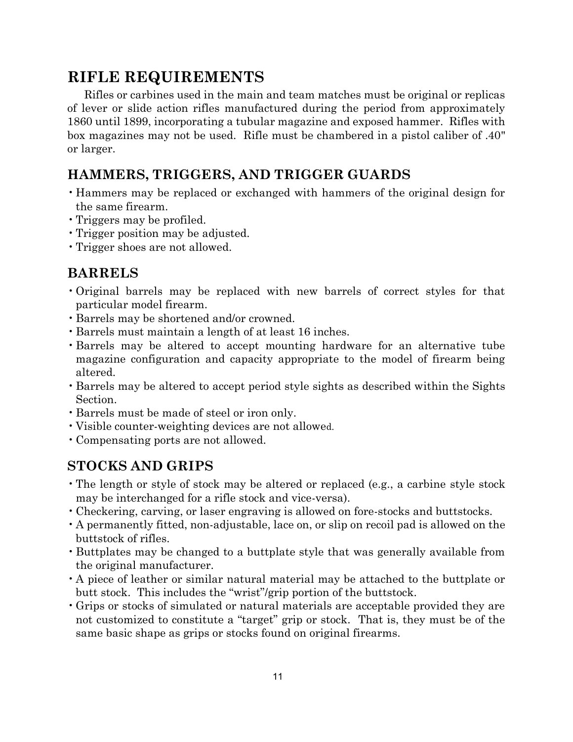## RIFLE REQUIREMENTS

Rifles or carbines used in the main and team matches must be original or replicas of lever or slide action rifles manufactured during the period from approximately 1860 until 1899, incorporating a tubular magazine and exposed hammer. Rifles with box magazines may not be used. Rifle must be chambered in a pistol caliber of .40" or larger.

### HAMMERS, TRIGGERS, AND TRIGGER GUARDS

- Hammers may be replaced or exchanged with hammers of the original design for the same firearm.
- Triggers may be profiled.
- Trigger position may be adjusted.
- Trigger shoes are not allowed.

### BARRELS

- Original barrels may be replaced with new barrels of correct styles for that particular model firearm.
- Barrels may be shortened and/or crowned.
- Barrels must maintain a length of at least 16 inches.
- Barrels may be altered to accept mounting hardware for an alternative tube magazine configuration and capacity appropriate to the model of firearm being altered.
- Barrels may be altered to accept period style sights as described within the Sights Section.
- Barrels must be made of steel or iron only.
- Visible counter-weighting devices are not allowed.
- Compensating ports are not allowed.

### STOCKS AND GRIPS

- The length or style of stock may be altered or replaced (e.g., a carbine style stock may be interchanged for a rifle stock and vice-versa).
- Checkering, carving, or laser engraving is allowed on fore-stocks and buttstocks.
- A permanently fitted, non-adjustable, lace on, or slip on recoil pad is allowed on the buttstock of rifles.
- Buttplates may be changed to a buttplate style that was generally available from the original manufacturer.
- A piece of leather or similar natural material may be attached to the buttplate or butt stock. This includes the "wrist"/grip portion of the buttstock.
- Grips or stocks of simulated or natural materials are acceptable provided they are not customized to constitute a "target" grip or stock. That is, they must be of the same basic shape as grips or stocks found on original firearms.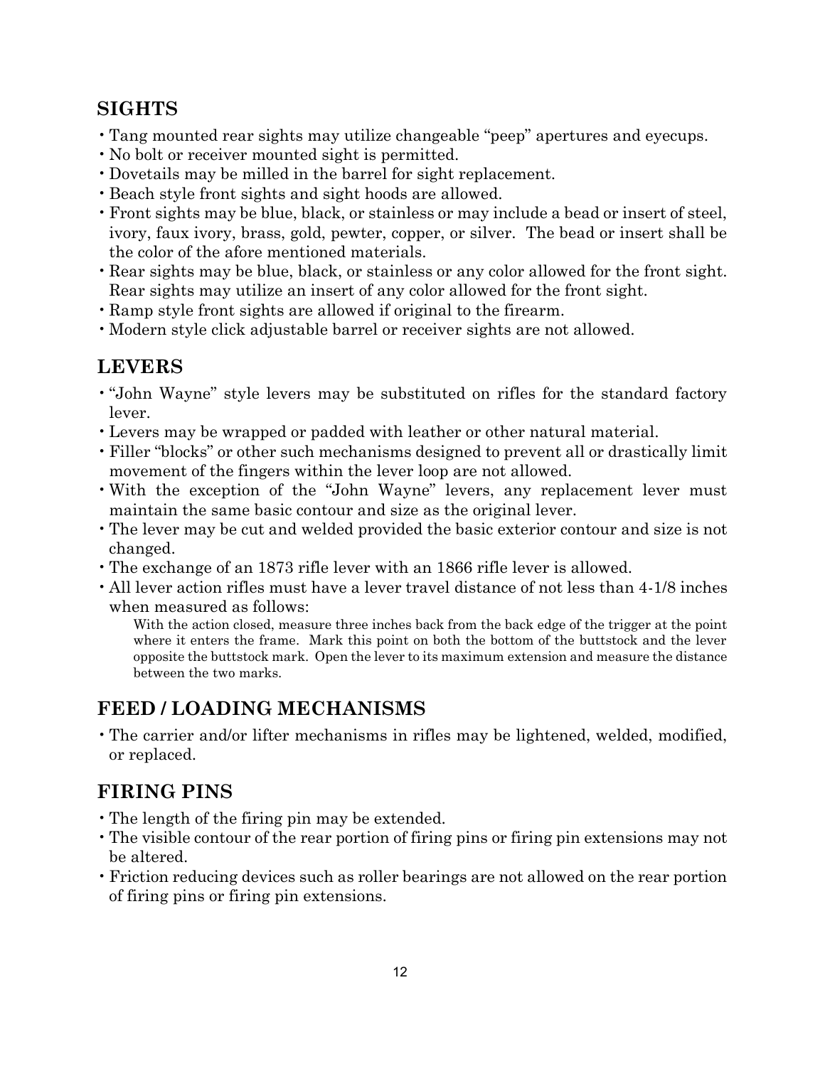## SIGHTS

- Tang mounted rear sights may utilize changeable "peep" apertures and eyecups.
- No bolt or receiver mounted sight is permitted.
- Dovetails may be milled in the barrel for sight replacement.
- Beach style front sights and sight hoods are allowed.
- Front sights may be blue, black, or stainless or may include a bead or insert of steel, ivory, faux ivory, brass, gold, pewter, copper, or silver. The bead or insert shall be the color of the afore mentioned materials.
- Rear sights may be blue, black, or stainless or any color allowed for the front sight. Rear sights may utilize an insert of any color allowed for the front sight.
- Ramp style front sights are allowed if original to the firearm.
- Modern style click adjustable barrel or receiver sights are not allowed.

## LEVERS

- "John Wayne" style levers may be substituted on rifles for the standard factory lever.
- Levers may be wrapped or padded with leather or other natural material.
- Filler "blocks" or other such mechanisms designed to prevent all or drastically limit movement of the fingers within the lever loop are not allowed.
- With the exception of the "John Wayne" levers, any replacement lever must maintain the same basic contour and size as the original lever.
- The lever may be cut and welded provided the basic exterior contour and size is not changed.
- The exchange of an 1873 rifle lever with an 1866 rifle lever is allowed.
- All lever action rifles must have a lever travel distance of not less than 4-1/8 inches when measured as follows:

  With the action closed, measure three inches back from the back edge of the trigger at the point where it enters the frame. Mark this point on both the bottom of the buttstock and the lever opposite the buttstock mark. Open the lever to its maximum extension and measure the distance between the two marks.

## FEED / LOADING MECHANISMS

- The carrier and/or lifter mechanisms in rifles may be lightened, welded, modified, or replaced.

## FIRING PINS

- The length of the firing pin may be extended.
- The visible contour of the rear portion of firing pins or firing pin extensions may not be altered.
- Friction reducing devices such as roller bearings are not allowed on the rear portion of firing pins or firing pin extensions.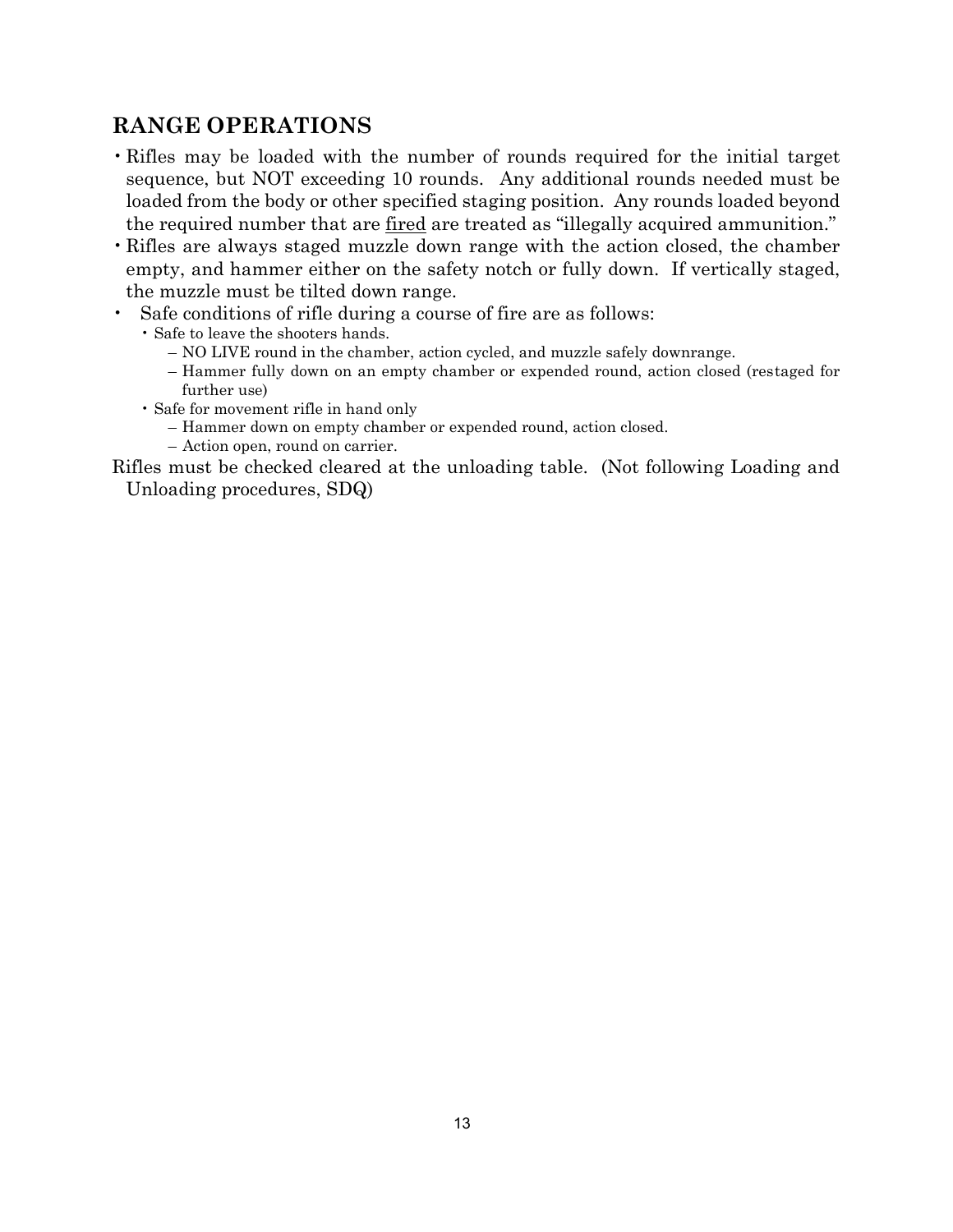## RANGE OPERATIONS

- Rifles may be loaded with the number of rounds required for the initial target sequence, but NOT exceeding 10 rounds. Any additional rounds needed must be loaded from the body or other specified staging position. Any rounds loaded beyond the required number that are <u>fired</u> are treated as "illegally acquired ammunition."
- Rifles are always staged muzzle down range with the action closed, the chamber empty, and hammer either on the safety notch or fully down. If vertically staged, the muzzle must be tilted down range.
- Safe conditions of rifle during a course of fire are as follows:
  - Safe to leave the shooters hands.
    - NO LIVE round in the chamber, action cycled, and muzzle safely downrange.
    - Hammer fully down on an empty chamber or expended round, action closed (restaged for further use)
  - Safe for movement rifle in hand only
    - Hammer down on empty chamber or expended round, action closed.
    - Action open, round on carrier.

Rifles must be checked cleared at the unloading table. (Not following Loading and Unloading procedures, SDQ)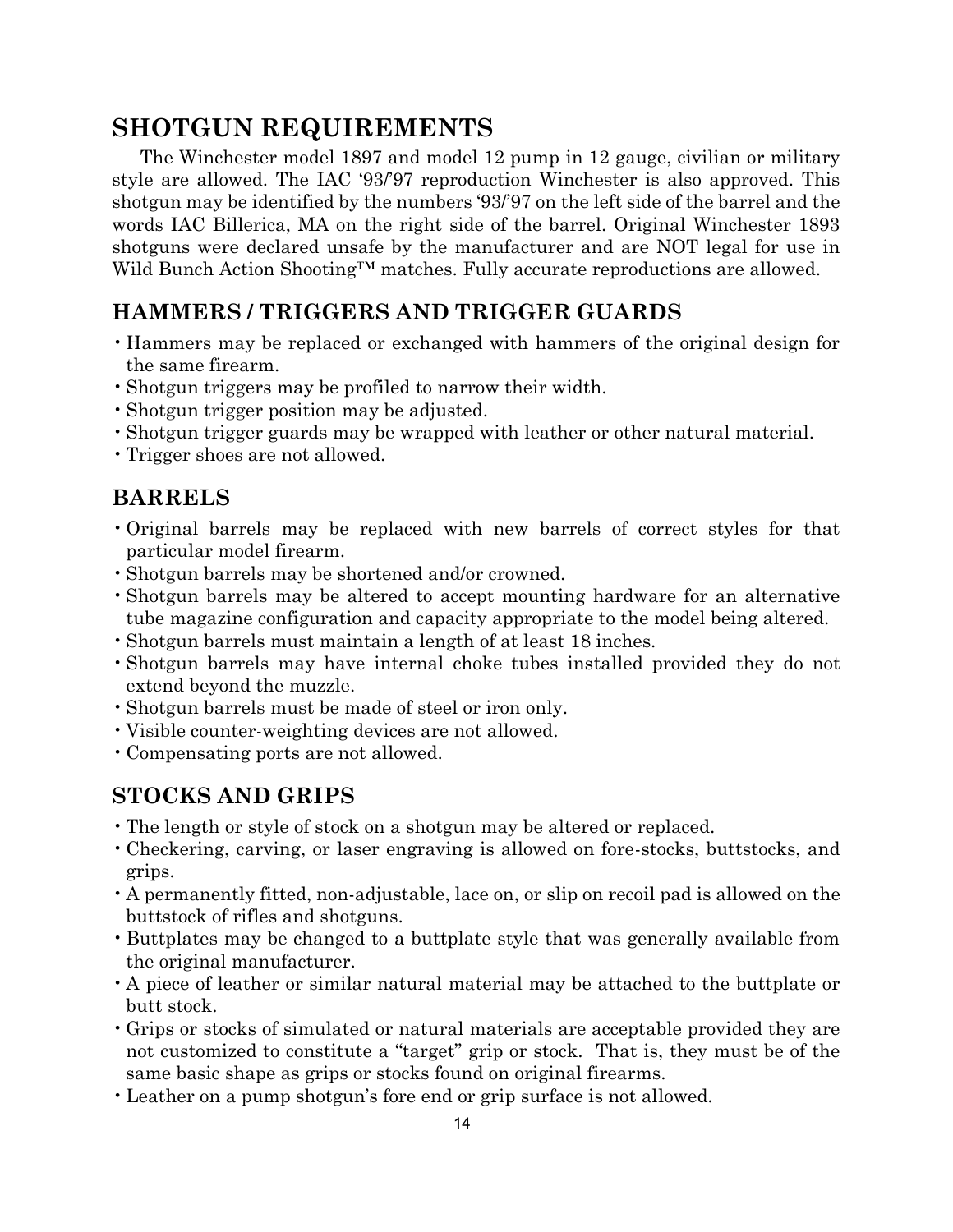# SHOTGUN REQUIREMENTS

The Winchester model 1897 and model 12 pump in 12 gauge, civilian or military style are allowed. The IAC '93/'97 reproduction Winchester is also approved. This shotgun may be identified by the numbers '93/'97 on the left side of the barrel and the words IAC Billerica, MA on the right side of the barrel. Original Winchester 1893 shotguns were declared unsafe by the manufacturer and are NOT legal for use in Wild Bunch Action Shooting™ matches. Fully accurate reproductions are allowed.

## HAMMERS / TRIGGERS AND TRIGGER GUARDS

- Hammers may be replaced or exchanged with hammers of the original design for the same firearm.
- Shotgun triggers may be profiled to narrow their width.
- Shotgun trigger position may be adjusted.
- Shotgun trigger guards may be wrapped with leather or other natural material.
- Trigger shoes are not allowed.

## BARRELS

- Original barrels may be replaced with new barrels of correct styles for that particular model firearm.
- Shotgun barrels may be shortened and/or crowned.
- Shotgun barrels may be altered to accept mounting hardware for an alternative tube magazine configuration and capacity appropriate to the model being altered.
- Shotgun barrels must maintain a length of at least 18 inches.
- Shotgun barrels may have internal choke tubes installed provided they do not extend beyond the muzzle.
- Shotgun barrels must be made of steel or iron only.
- Visible counter-weighting devices are not allowed.
- Compensating ports are not allowed.

## STOCKS AND GRIPS

- The length or style of stock on a shotgun may be altered or replaced.
- Checkering, carving, or laser engraving is allowed on fore-stocks, buttstocks, and grips.
- A permanently fitted, non-adjustable, lace on, or slip on recoil pad is allowed on the buttstock of rifles and shotguns.
- Buttplates may be changed to a buttplate style that was generally available from the original manufacturer.
- A piece of leather or similar natural material may be attached to the buttplate or butt stock.
- Grips or stocks of simulated or natural materials are acceptable provided they are not customized to constitute a "target" grip or stock. That is, they must be of the same basic shape as grips or stocks found on original firearms.
- Leather on a pump shotgun's fore end or grip surface is not allowed.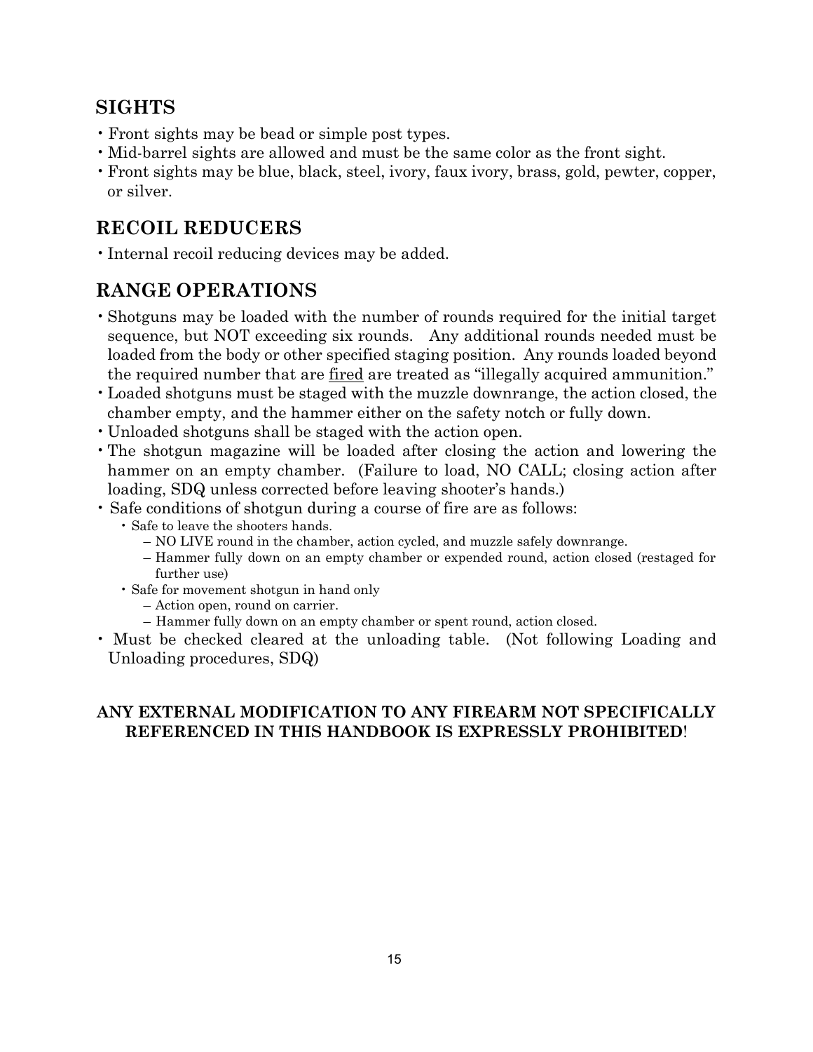## SIGHTS

- Front sights may be bead or simple post types.
- Mid-barrel sights are allowed and must be the same color as the front sight.
- Front sights may be blue, black, steel, ivory, faux ivory, brass, gold, pewter, copper, or silver.

## RECOIL REDUCERS

- Internal recoil reducing devices may be added.

## RANGE OPERATIONS

- Shotguns may be loaded with the number of rounds required for the initial target sequence, but NOT exceeding six rounds. Any additional rounds needed must be loaded from the body or other specified staging position. Any rounds loaded beyond the required number that are <u>fired</u> are treated as "illegally acquired ammunition."
- Loaded shotguns must be staged with the muzzle downrange, the action closed, the chamber empty, and the hammer either on the safety notch or fully down.
- Unloaded shotguns shall be staged with the action open.
- The shotgun magazine will be loaded after closing the action and lowering the hammer on an empty chamber. (Failure to load, NO CALL; closing action after loading, SDQ unless corrected before leaving shooter's hands.)
- Safe conditions of shotgun during a course of fire are as follows:
  - Safe to leave the shooters hands.
    - NO LIVE round in the chamber, action cycled, and muzzle safely downrange.
    - Hammer fully down on an empty chamber or expended round, action closed (restaged for further use)
  - Safe for movement shotgun in hand only
    - Action open, round on carrier.
    - Hammer fully down on an empty chamber or spent round, action closed.
- Must be checked cleared at the unloading table. (Not following Loading and Unloading procedures, SDQ)

**ANY EXTERNAL MODIFICATION TO ANY FIREARM NOT SPECIFICALLY REFERENCED IN THIS HANDBOOK IS EXPRESSLY PROHIBITED!**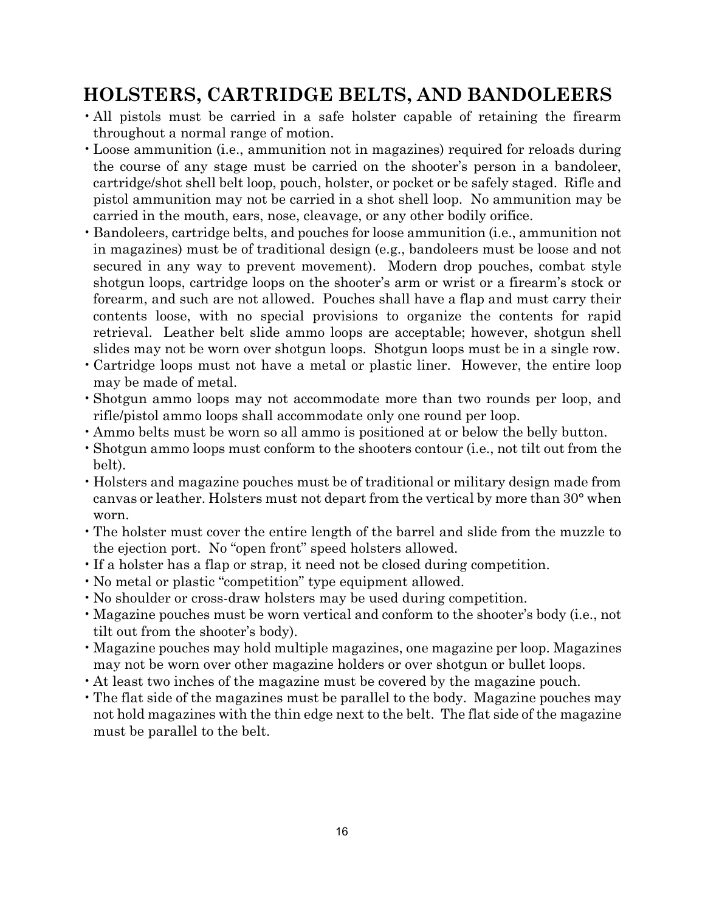## HOLSTERS, CARTRIDGE BELTS, AND BANDOLEERS

- All pistols must be carried in a safe holster capable of retaining the firearm throughout a normal range of motion.
- Loose ammunition (i.e., ammunition not in magazines) required for reloads during the course of any stage must be carried on the shooter's person in a bandoleer, cartridge/shot shell belt loop, pouch, holster, or pocket or be safely staged. Rifle and pistol ammunition may not be carried in a shot shell loop. No ammunition may be carried in the mouth, ears, nose, cleavage, or any other bodily orifice.
- Bandoleers, cartridge belts, and pouches for loose ammunition (i.e., ammunition not in magazines) must be of traditional design (e.g., bandoleers must be loose and not secured in any way to prevent movement). Modern drop pouches, combat style shotgun loops, cartridge loops on the shooter's arm or wrist or a firearm's stock or forearm, and such are not allowed. Pouches shall have a flap and must carry their contents loose, with no special provisions to organize the contents for rapid retrieval. Leather belt slide ammo loops are acceptable; however, shotgun shell slides may not be worn over shotgun loops. Shotgun loops must be in a single row.
- Cartridge loops must not have a metal or plastic liner. However, the entire loop may be made of metal.
- Shotgun ammo loops may not accommodate more than two rounds per loop, and rifle/pistol ammo loops shall accommodate only one round per loop.
- Ammo belts must be worn so all ammo is positioned at or below the belly button.
- Shotgun ammo loops must conform to the shooters contour (i.e., not tilt out from the belt).
- Holsters and magazine pouches must be of traditional or military design made from canvas or leather. Holsters must not depart from the vertical by more than 30° when worn.
- The holster must cover the entire length of the barrel and slide from the muzzle to the ejection port. No "open front" speed holsters allowed.
- If a holster has a flap or strap, it need not be closed during competition.
- No metal or plastic "competition" type equipment allowed.
- No shoulder or cross-draw holsters may be used during competition.
- Magazine pouches must be worn vertical and conform to the shooter's body (i.e., not tilt out from the shooter's body).
- Magazine pouches may hold multiple magazines, one magazine per loop. Magazines may not be worn over other magazine holders or over shotgun or bullet loops.
- At least two inches of the magazine must be covered by the magazine pouch.
- The flat side of the magazines must be parallel to the body. Magazine pouches may not hold magazines with the thin edge next to the belt. The flat side of the magazine must be parallel to the belt.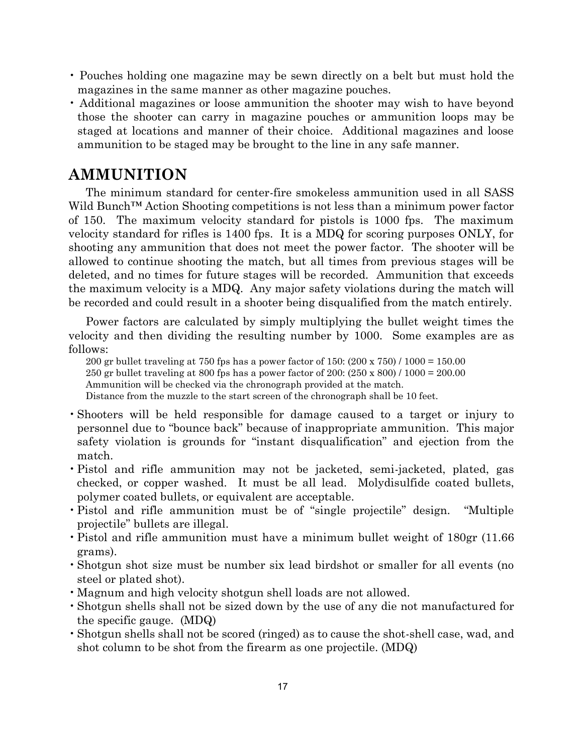- Pouches holding one magazine may be sewn directly on a belt but must hold the magazines in the same manner as other magazine pouches.
- Additional magazines or loose ammunition the shooter may wish to have beyond those the shooter can carry in magazine pouches or ammunition loops may be staged at locations and manner of their choice. Additional magazines and loose ammunition to be staged may be brought to the line in any safe manner.

## AMMUNITION

The minimum standard for center-fire smokeless ammunition used in all SASS Wild Bunch™ Action Shooting competitions is not less than a minimum power factor of 150. The maximum velocity standard for pistols is 1000 fps. The maximum velocity standard for rifles is 1400 fps. It is a MDQ for scoring purposes ONLY, for shooting any ammunition that does not meet the power factor. The shooter will be allowed to continue shooting the match, but all times from previous stages will be deleted, and no times for future stages will be recorded. Ammunition that exceeds the maximum velocity is a MDQ. Any major safety violations during the match will be recorded and could result in a shooter being disqualified from the match entirely.

Power factors are calculated by simply multiplying the bullet weight times the velocity and then dividing the resulting number by 1000. Some examples are as follows:

200 gr bullet traveling at 750 fps has a power factor of 150: (200 x 750) / 1000 = 150.00
250 gr bullet traveling at 800 fps has a power factor of 200: (250 x 800) / 1000 = 200.00
Ammunition will be checked via the chronograph provided at the match.
Distance from the muzzle to the start screen of the chronograph shall be 10 feet.

- Shooters will be held responsible for damage caused to a target or injury to personnel due to "bounce back" because of inappropriate ammunition. This major safety violation is grounds for "instant disqualification" and ejection from the match.
- Pistol and rifle ammunition may not be jacketed, semi-jacketed, plated, gas checked, or copper washed. It must be all lead. Molydisulfide coated bullets, polymer coated bullets, or equivalent are acceptable.
- Pistol and rifle ammunition must be of "single projectile" design. "Multiple projectile" bullets are illegal.
- Pistol and rifle ammunition must have a minimum bullet weight of 180gr (11.66 grams).
- Shotgun shot size must be number six lead birdshot or smaller for all events (no steel or plated shot).
- Magnum and high velocity shotgun shell loads are not allowed.
- Shotgun shells shall not be sized down by the use of any die not manufactured for the specific gauge. (MDQ)
- Shotgun shells shall not be scored (ringed) as to cause the shot-shell case, wad, and shot column to be shot from the firearm as one projectile. (MDQ)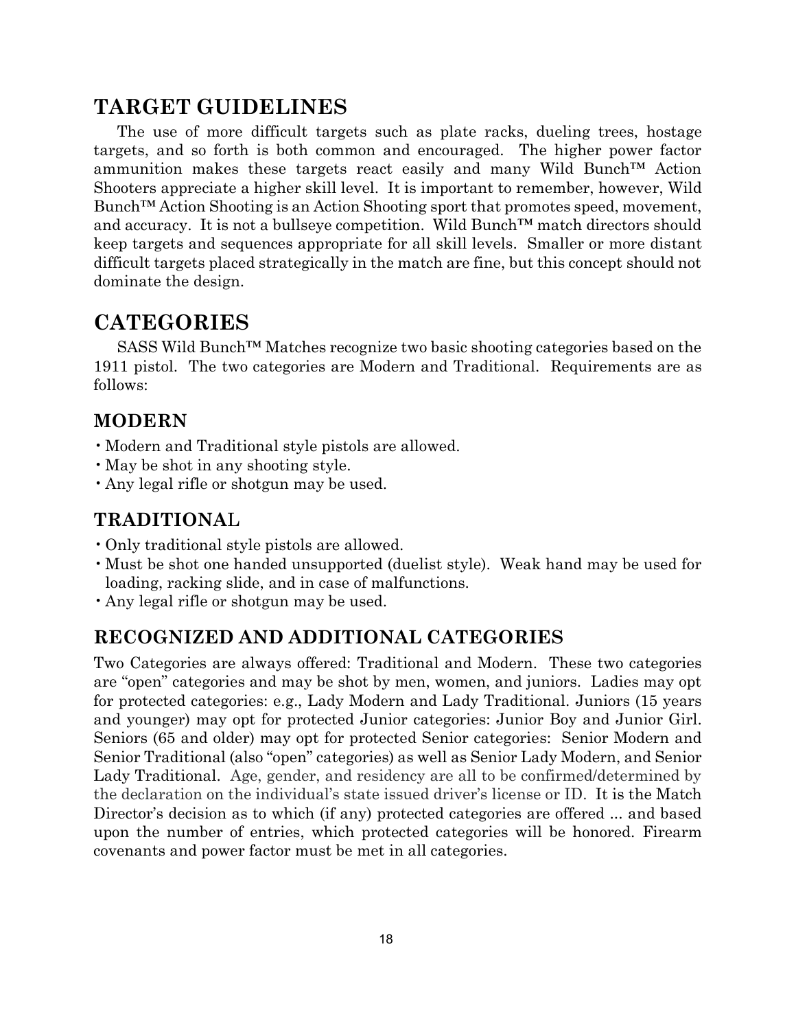## TARGET GUIDELINES

The use of more difficult targets such as plate racks, dueling trees, hostage targets, and so forth is both common and encouraged. The higher power factor ammunition makes these targets react easily and many Wild Bunch™ Action Shooters appreciate a higher skill level. It is important to remember, however, Wild Bunch™ Action Shooting is an Action Shooting sport that promotes speed, movement, and accuracy. It is not a bullseye competition. Wild Bunch™ match directors should keep targets and sequences appropriate for all skill levels. Smaller or more distant difficult targets placed strategically in the match are fine, but this concept should not dominate the design.

## CATEGORIES

SASS Wild Bunch™ Matches recognize two basic shooting categories based on the 1911 pistol. The two categories are Modern and Traditional. Requirements are as follows:

### MODERN

- Modern and Traditional style pistols are allowed.
- May be shot in any shooting style.
- Any legal rifle or shotgun may be used.

### TRADITIONAL

- Only traditional style pistols are allowed.
- Must be shot one handed unsupported (duelist style). Weak hand may be used for loading, racking slide, and in case of malfunctions.
- Any legal rifle or shotgun may be used.

### RECOGNIZED AND ADDITIONAL CATEGORIES

Two Categories are always offered: Traditional and Modern. These two categories are "open" categories and may be shot by men, women, and juniors. Ladies may opt for protected categories: e.g., Lady Modern and Lady Traditional. Juniors (15 years and younger) may opt for protected Junior categories: Junior Boy and Junior Girl. Seniors (65 and older) may opt for protected Senior categories: Senior Modern and Senior Traditional (also "open" categories) as well as Senior Lady Modern, and Senior Lady Traditional. Age, gender, and residency are all to be confirmed/determined by the declaration on the individual's state issued driver's license or ID. It is the Match Director's decision as to which (if any) protected categories are offered ... and based upon the number of entries, which protected categories will be honored. Firearm covenants and power factor must be met in all categories.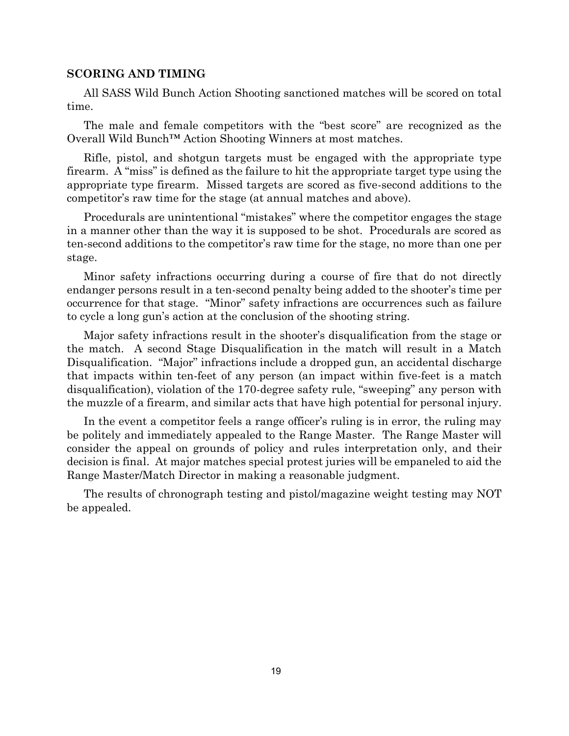## SCORING AND TIMING

All SASS Wild Bunch Action Shooting sanctioned matches will be scored on total time.

The male and female competitors with the "best score" are recognized as the Overall Wild Bunch™ Action Shooting Winners at most matches.

Rifle, pistol, and shotgun targets must be engaged with the appropriate type firearm. A "miss" is defined as the failure to hit the appropriate target type using the appropriate type firearm. Missed targets are scored as five-second additions to the competitor's raw time for the stage (at annual matches and above).

Procedurals are unintentional "mistakes" where the competitor engages the stage in a manner other than the way it is supposed to be shot. Procedurals are scored as ten-second additions to the competitor's raw time for the stage, no more than one per stage.

Minor safety infractions occurring during a course of fire that do not directly endanger persons result in a ten-second penalty being added to the shooter's time per occurrence for that stage. "Minor" safety infractions are occurrences such as failure to cycle a long gun's action at the conclusion of the shooting string.

Major safety infractions result in the shooter's disqualification from the stage or the match. A second Stage Disqualification in the match will result in a Match Disqualification. "Major" infractions include a dropped gun, an accidental discharge that impacts within ten-feet of any person (an impact within five-feet is a match disqualification), violation of the 170-degree safety rule, "sweeping" any person with the muzzle of a firearm, and similar acts that have high potential for personal injury.

In the event a competitor feels a range officer's ruling is in error, the ruling may be politely and immediately appealed to the Range Master. The Range Master will consider the appeal on grounds of policy and rules interpretation only, and their decision is final. At major matches special protest juries will be empaneled to aid the Range Master/Match Director in making a reasonable judgment.

The results of chronograph testing and pistol/magazine weight testing may NOT be appealed.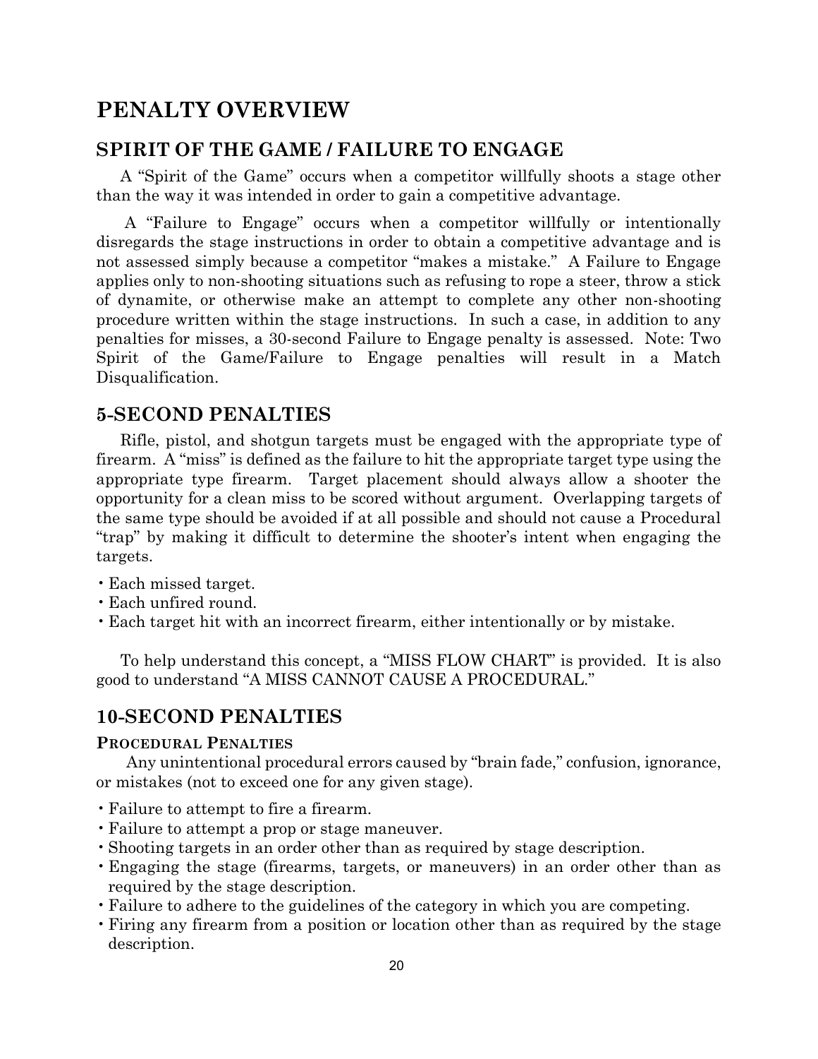# PENALTY OVERVIEW

## SPIRIT OF THE GAME / FAILURE TO ENGAGE

A "Spirit of the Game" occurs when a competitor willfully shoots a stage other than the way it was intended in order to gain a competitive advantage.

A "Failure to Engage" occurs when a competitor willfully or intentionally disregards the stage instructions in order to obtain a competitive advantage and is not assessed simply because a competitor "makes a mistake." A Failure to Engage applies only to non-shooting situations such as refusing to rope a steer, throw a stick of dynamite, or otherwise make an attempt to complete any other non-shooting procedure written within the stage instructions. In such a case, in addition to any penalties for misses, a 30-second Failure to Engage penalty is assessed. Note: Two Spirit of the Game/Failure to Engage penalties will result in a Match Disqualification.

## 5-SECOND PENALTIES

Rifle, pistol, and shotgun targets must be engaged with the appropriate type of firearm. A "miss" is defined as the failure to hit the appropriate target type using the appropriate type firearm. Target placement should always allow a shooter the opportunity for a clean miss to be scored without argument. Overlapping targets of the same type should be avoided if at all possible and should not cause a Procedural "trap" by making it difficult to determine the shooter's intent when engaging the targets.

- Each missed target.
- Each unfired round.
- Each target hit with an incorrect firearm, either intentionally or by mistake.

To help understand this concept, a "MISS FLOW CHART" is provided. It is also good to understand "A MISS CANNOT CAUSE A PROCEDURAL."

## 10-SECOND PENALTIES

### PROCEDURAL PENALTIES

Any unintentional procedural errors caused by "brain fade," confusion, ignorance, or mistakes (not to exceed one for any given stage).

- Failure to attempt to fire a firearm.
- Failure to attempt a prop or stage maneuver.
- Shooting targets in an order other than as required by stage description.
- Engaging the stage (firearms, targets, or maneuvers) in an order other than as required by the stage description.
- Failure to adhere to the guidelines of the category in which you are competing.
- Firing any firearm from a position or location other than as required by the stage description.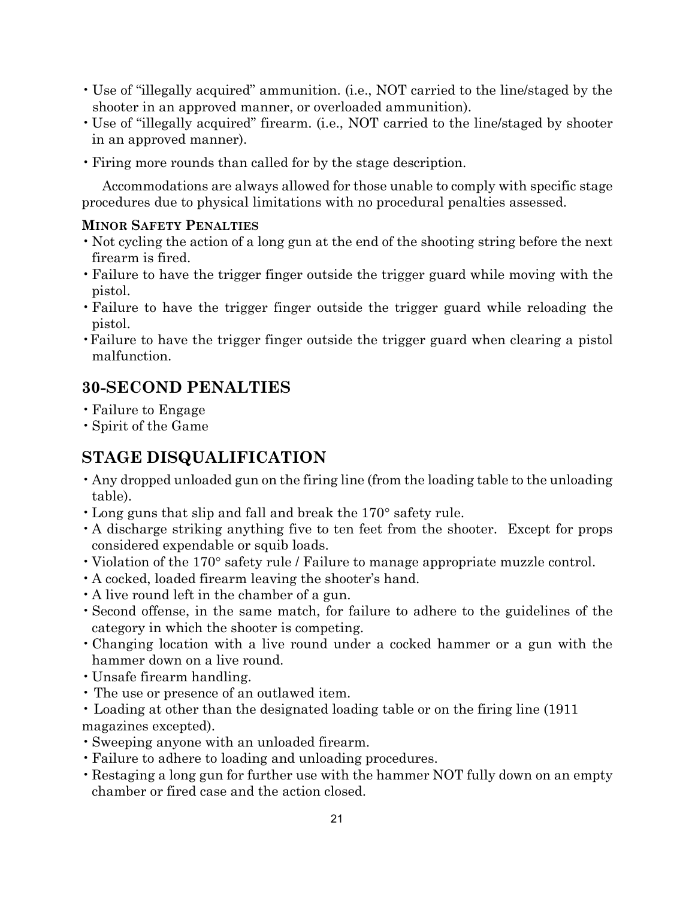- Use of "illegally acquired" ammunition. (i.e., NOT carried to the line/staged by the shooter in an approved manner, or overloaded ammunition).
- Use of "illegally acquired" firearm. (i.e., NOT carried to the line/staged by shooter in an approved manner).
- Firing more rounds than called for by the stage description.

Accommodations are always allowed for those unable to comply with specific stage procedures due to physical limitations with no procedural penalties assessed.

#### MINOR SAFETY PENALTIES

- Not cycling the action of a long gun at the end of the shooting string before the next firearm is fired.
- Failure to have the trigger finger outside the trigger guard while moving with the pistol.
- Failure to have the trigger finger outside the trigger guard while reloading the pistol.
- Failure to have the trigger finger outside the trigger guard when clearing a pistol malfunction.

## 30-SECOND PENALTIES

- Failure to Engage
- Spirit of the Game

## STAGE DISQUALIFICATION

- Any dropped unloaded gun on the firing line (from the loading table to the unloading table).
- Long guns that slip and fall and break the 170° safety rule.
- A discharge striking anything five to ten feet from the shooter. Except for props considered expendable or squib loads.
- Violation of the 170° safety rule / Failure to manage appropriate muzzle control.
- A cocked, loaded firearm leaving the shooter's hand.
- A live round left in the chamber of a gun.
- Second offense, in the same match, for failure to adhere to the guidelines of the category in which the shooter is competing.
- Changing location with a live round under a cocked hammer or a gun with the hammer down on a live round.
- Unsafe firearm handling.
- The use or presence of an outlawed item.
- Loading at other than the designated loading table or on the firing line (1911 magazines excepted).
- Sweeping anyone with an unloaded firearm.
- Failure to adhere to loading and unloading procedures.
- Restaging a long gun for further use with the hammer NOT fully down on an empty chamber or fired case and the action closed.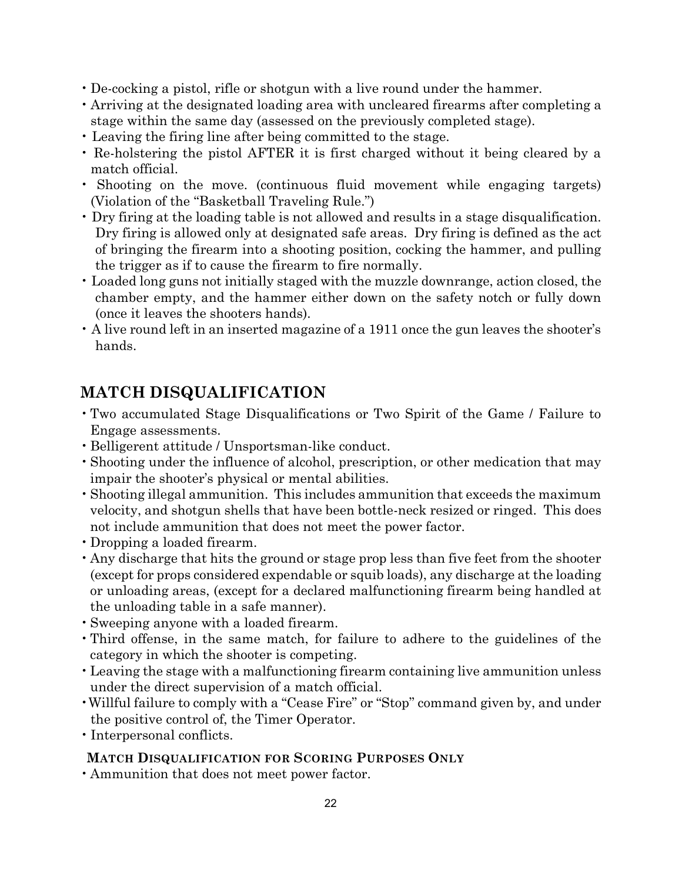- De-cocking a pistol, rifle or shotgun with a live round under the hammer.
- Arriving at the designated loading area with uncleared firearms after completing a stage within the same day (assessed on the previously completed stage).
- Leaving the firing line after being committed to the stage.
- Re-holstering the pistol AFTER it is first charged without it being cleared by a match official.
- Shooting on the move. (continuous fluid movement while engaging targets) (Violation of the "Basketball Traveling Rule.")
- Dry firing at the loading table is not allowed and results in a stage disqualification. Dry firing is allowed only at designated safe areas. Dry firing is defined as the act of bringing the firearm into a shooting position, cocking the hammer, and pulling the trigger as if to cause the firearm to fire normally.
- Loaded long guns not initially staged with the muzzle downrange, action closed, the chamber empty, and the hammer either down on the safety notch or fully down (once it leaves the shooters hands).
- A live round left in an inserted magazine of a 1911 once the gun leaves the shooter's hands.

## MATCH DISQUALIFICATION

- Two accumulated Stage Disqualifications or Two Spirit of the Game / Failure to Engage assessments.
- Belligerent attitude / Unsportsman-like conduct.
- Shooting under the influence of alcohol, prescription, or other medication that may impair the shooter's physical or mental abilities.
- Shooting illegal ammunition. This includes ammunition that exceeds the maximum velocity, and shotgun shells that have been bottle-neck resized or ringed. This does not include ammunition that does not meet the power factor.
- Dropping a loaded firearm.
- Any discharge that hits the ground or stage prop less than five feet from the shooter (except for props considered expendable or squib loads), any discharge at the loading or unloading areas, (except for a declared malfunctioning firearm being handled at the unloading table in a safe manner).
- Sweeping anyone with a loaded firearm.
- Third offense, in the same match, for failure to adhere to the guidelines of the category in which the shooter is competing.
- Leaving the stage with a malfunctioning firearm containing live ammunition unless under the direct supervision of a match official.
- Willful failure to comply with a "Cease Fire" or "Stop" command given by, and under the positive control of, the Timer Operator.
- Interpersonal conflicts.

### MATCH DISQUALIFICATION FOR SCORING PURPOSES ONLY

- Ammunition that does not meet power factor.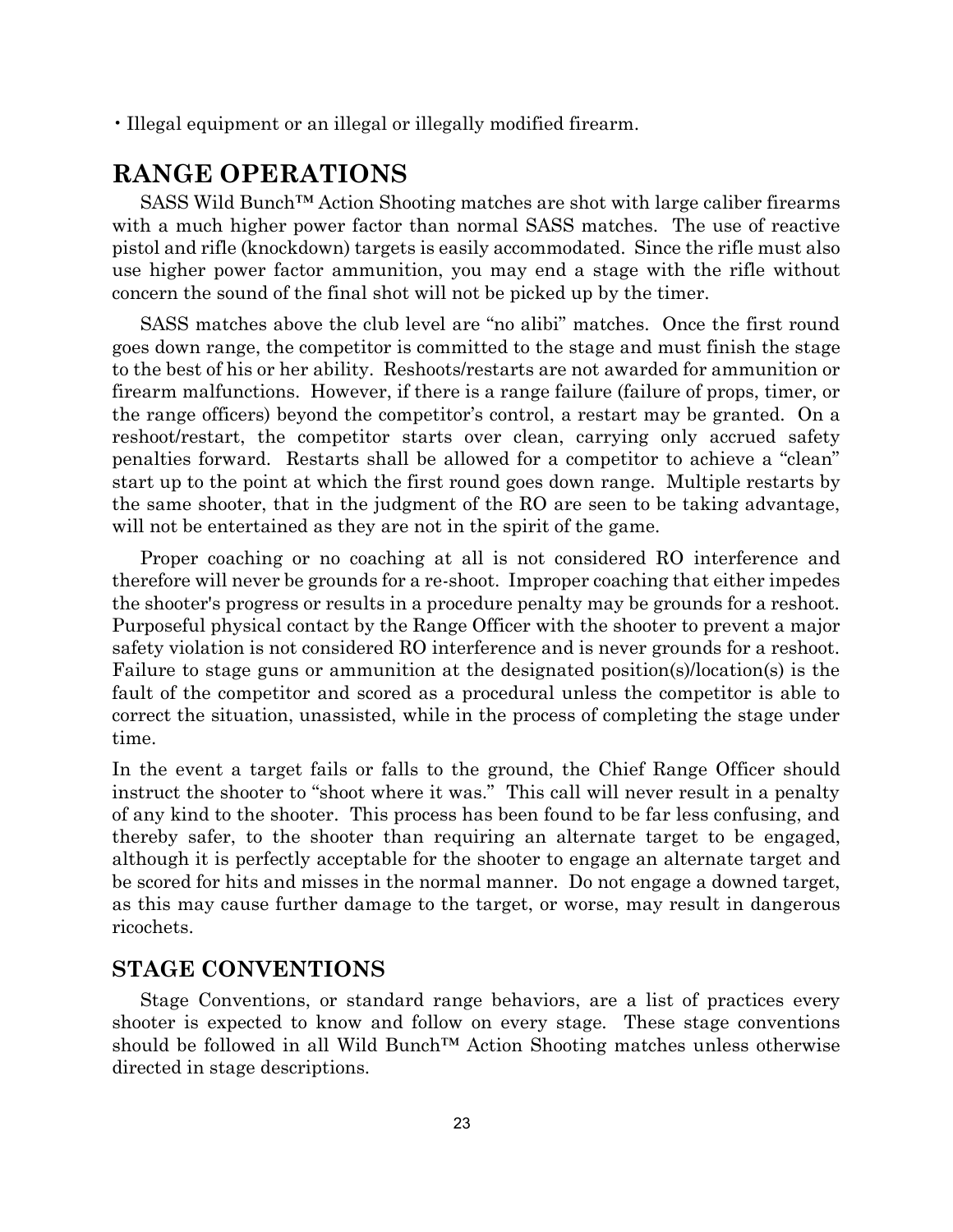• Illegal equipment or an illegal or illegally modified firearm.

# RANGE OPERATIONS

SASS Wild Bunch™ Action Shooting matches are shot with large caliber firearms with a much higher power factor than normal SASS matches. The use of reactive pistol and rifle (knockdown) targets is easily accommodated. Since the rifle must also use higher power factor ammunition, you may end a stage with the rifle without concern the sound of the final shot will not be picked up by the timer.

SASS matches above the club level are "no alibi" matches. Once the first round goes down range, the competitor is committed to the stage and must finish the stage to the best of his or her ability. Reshoots/restarts are not awarded for ammunition or firearm malfunctions. However, if there is a range failure (failure of props, timer, or the range officers) beyond the competitor's control, a restart may be granted. On a reshoot/restart, the competitor starts over clean, carrying only accrued safety penalties forward. Restarts shall be allowed for a competitor to achieve a "clean" start up to the point at which the first round goes down range. Multiple restarts by the same shooter, that in the judgment of the RO are seen to be taking advantage, will not be entertained as they are not in the spirit of the game.

Proper coaching or no coaching at all is not considered RO interference and therefore will never be grounds for a re-shoot. Improper coaching that either impedes the shooter's progress or results in a procedure penalty may be grounds for a reshoot. Purposeful physical contact by the Range Officer with the shooter to prevent a major safety violation is not considered RO interference and is never grounds for a reshoot. Failure to stage guns or ammunition at the designated position(s)/location(s) is the fault of the competitor and scored as a procedural unless the competitor is able to correct the situation, unassisted, while in the process of completing the stage under time.

In the event a target fails or falls to the ground, the Chief Range Officer should instruct the shooter to "shoot where it was." This call will never result in a penalty of any kind to the shooter. This process has been found to be far less confusing, and thereby safer, to the shooter than requiring an alternate target to be engaged, although it is perfectly acceptable for the shooter to engage an alternate target and be scored for hits and misses in the normal manner. Do not engage a downed target, as this may cause further damage to the target, or worse, may result in dangerous ricochets.

## STAGE CONVENTIONS

Stage Conventions, or standard range behaviors, are a list of practices every shooter is expected to know and follow on every stage. These stage conventions should be followed in all Wild Bunch™ Action Shooting matches unless otherwise directed in stage descriptions.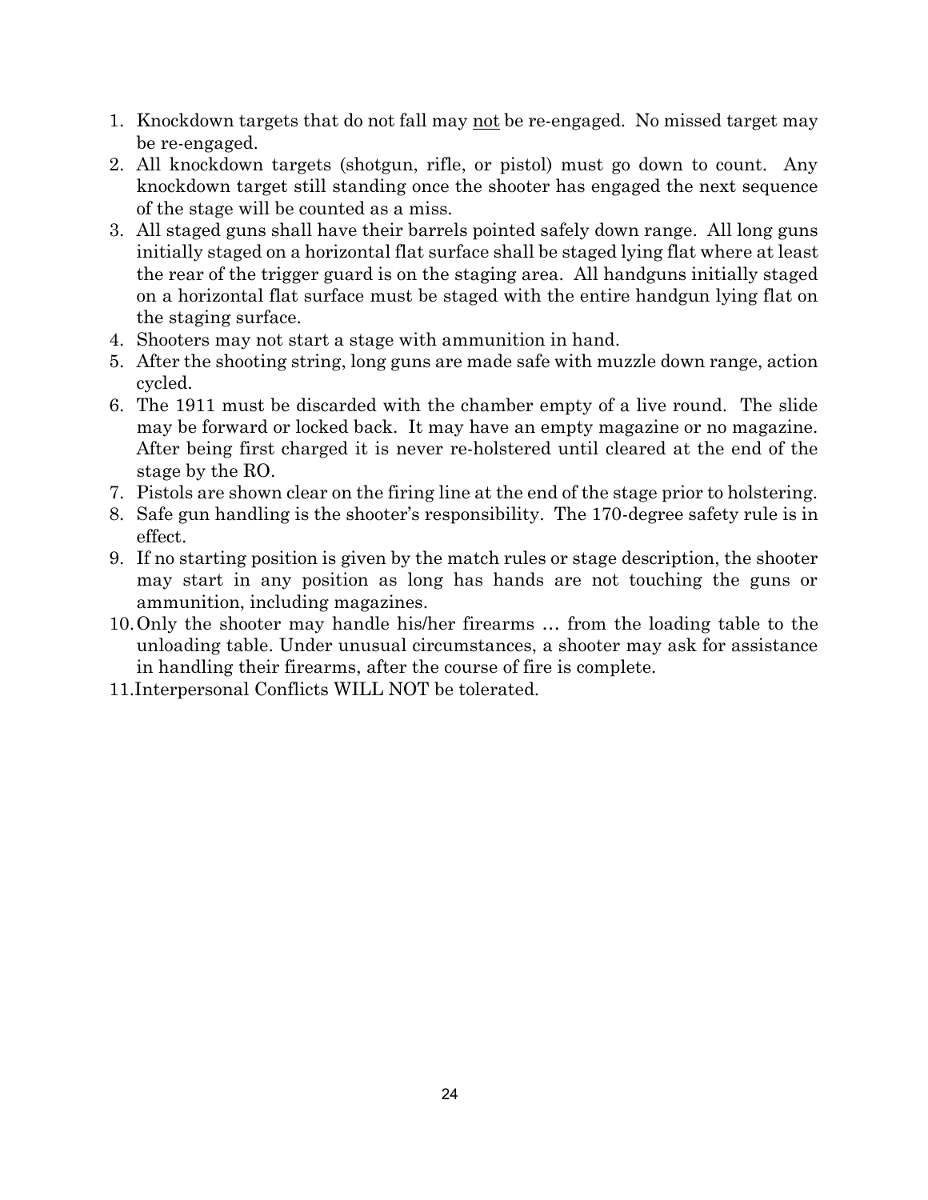1. Knockdown targets that do not fall may <u>not</u> be re-engaged. No missed target may be re-engaged.
2. All knockdown targets (shotgun, rifle, or pistol) must go down to count. Any knockdown target still standing once the shooter has engaged the next sequence of the stage will be counted as a miss.
3. All staged guns shall have their barrels pointed safely down range. All long guns initially staged on a horizontal flat surface shall be staged lying flat where at least the rear of the trigger guard is on the staging area. All handguns initially staged on a horizontal flat surface must be staged with the entire handgun lying flat on the staging surface.
4. Shooters may not start a stage with ammunition in hand.
5. After the shooting string, long guns are made safe with muzzle down range, action cycled.
6. The 1911 must be discarded with the chamber empty of a live round. The slide may be forward or locked back. It may have an empty magazine or no magazine. After being first charged it is never re-holstered until cleared at the end of the stage by the RO.
7. Pistols are shown clear on the firing line at the end of the stage prior to holstering.
8. Safe gun handling is the shooter's responsibility. The 170-degree safety rule is in effect.
9. If no starting position is given by the match rules or stage description, the shooter may start in any position as long has hands are not touching the guns or ammunition, including magazines.
10. Only the shooter may handle his/her firearms … from the loading table to the unloading table. Under unusual circumstances, a shooter may ask for assistance in handling their firearms, after the course of fire is complete.
11. Interpersonal Conflicts WILL NOT be tolerated.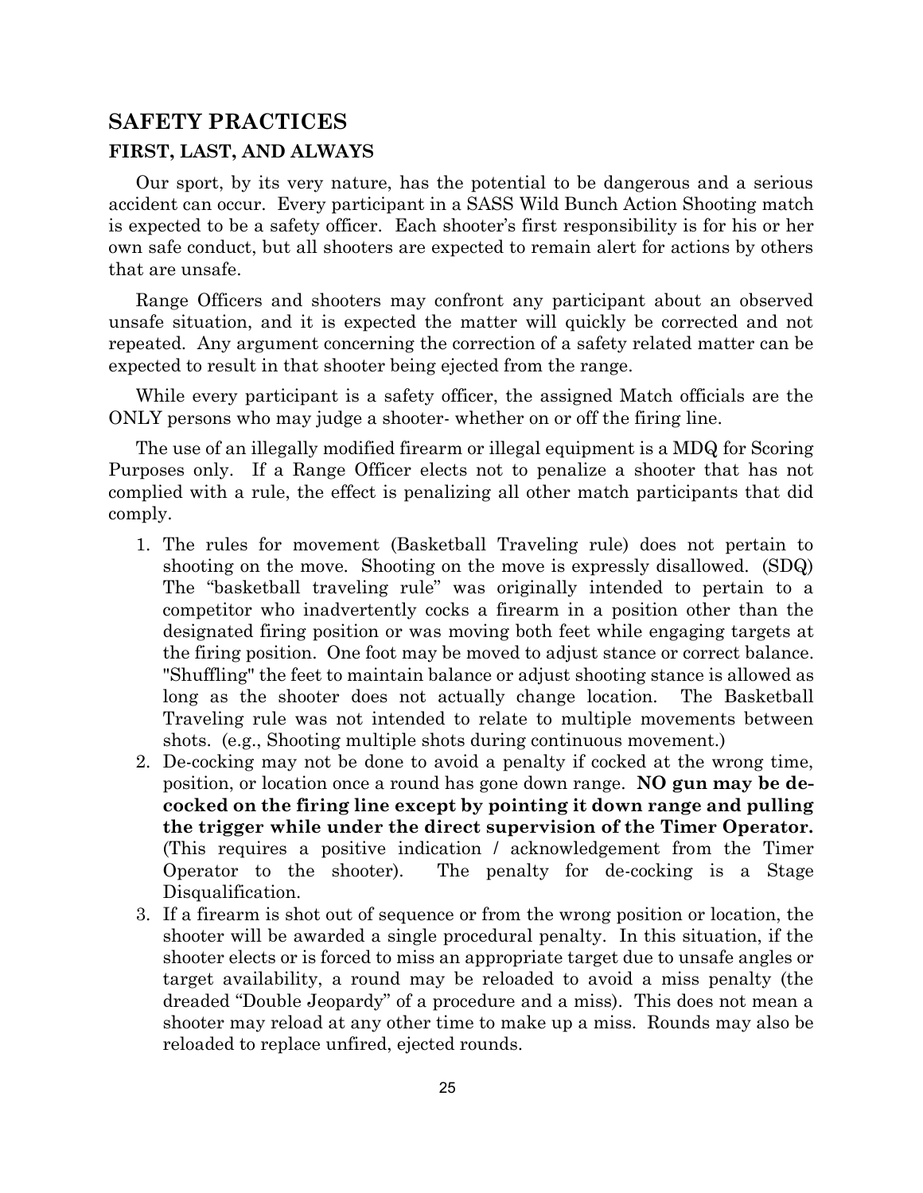## SAFETY PRACTICES

### FIRST, LAST, AND ALWAYS

Our sport, by its very nature, has the potential to be dangerous and a serious accident can occur. Every participant in a SASS Wild Bunch Action Shooting match is expected to be a safety officer. Each shooter's first responsibility is for his or her own safe conduct, but all shooters are expected to remain alert for actions by others that are unsafe.

Range Officers and shooters may confront any participant about an observed unsafe situation, and it is expected the matter will quickly be corrected and not repeated. Any argument concerning the correction of a safety related matter can be expected to result in that shooter being ejected from the range.

While every participant is a safety officer, the assigned Match officials are the ONLY persons who may judge a shooter- whether on or off the firing line.

The use of an illegally modified firearm or illegal equipment is a MDQ for Scoring Purposes only. If a Range Officer elects not to penalize a shooter that has not complied with a rule, the effect is penalizing all other match participants that did comply.

1. The rules for movement (Basketball Traveling rule) does not pertain to shooting on the move. Shooting on the move is expressly disallowed. (SDQ) The "basketball traveling rule" was originally intended to pertain to a competitor who inadvertently cocks a firearm in a position other than the designated firing position or was moving both feet while engaging targets at the firing position. One foot may be moved to adjust stance or correct balance. "Shuffling" the feet to maintain balance or adjust shooting stance is allowed as long as the shooter does not actually change location. The Basketball Traveling rule was not intended to relate to multiple movements between shots. (e.g., Shooting multiple shots during continuous movement.)
2. De-cocking may not be done to avoid a penalty if cocked at the wrong time, position, or location once a round has gone down range. **NO gun may be de-cocked on the firing line except by pointing it down range and pulling the trigger while under the direct supervision of the Timer Operator.** (This requires a positive indication / acknowledgement from the Timer Operator to the shooter). The penalty for de-cocking is a Stage Disqualification.
3. If a firearm is shot out of sequence or from the wrong position or location, the shooter will be awarded a single procedural penalty. In this situation, if the shooter elects or is forced to miss an appropriate target due to unsafe angles or target availability, a round may be reloaded to avoid a miss penalty (the dreaded "Double Jeopardy" of a procedure and a miss). This does not mean a shooter may reload at any other time to make up a miss. Rounds may also be reloaded to replace unfired, ejected rounds.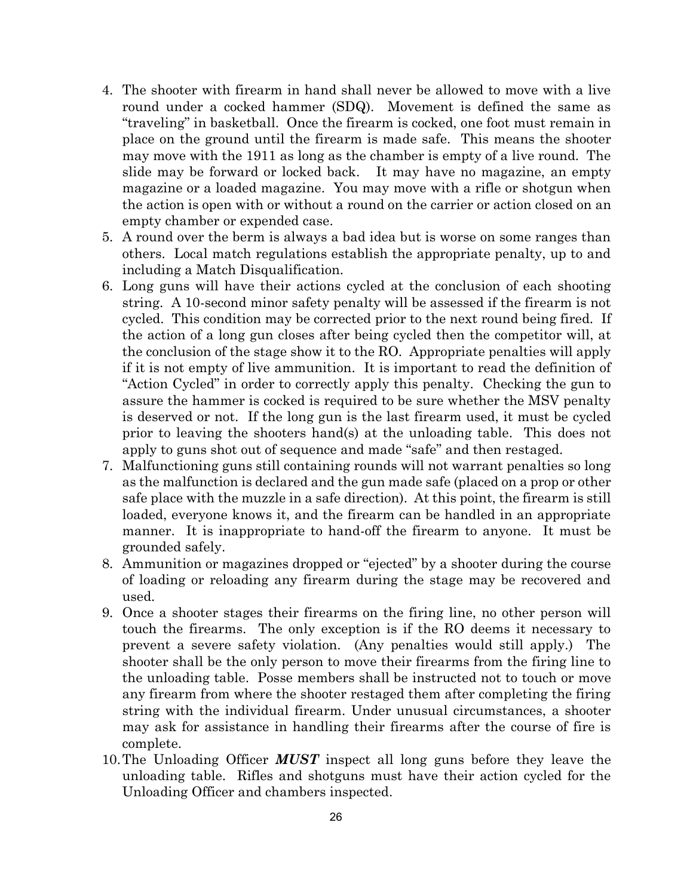4. The shooter with firearm in hand shall never be allowed to move with a live round under a cocked hammer (SDQ). Movement is defined the same as "traveling" in basketball. Once the firearm is cocked, one foot must remain in place on the ground until the firearm is made safe. This means the shooter may move with the 1911 as long as the chamber is empty of a live round. The slide may be forward or locked back. It may have no magazine, an empty magazine or a loaded magazine. You may move with a rifle or shotgun when the action is open with or without a round on the carrier or action closed on an empty chamber or expended case.
5. A round over the berm is always a bad idea but is worse on some ranges than others. Local match regulations establish the appropriate penalty, up to and including a Match Disqualification.
6. Long guns will have their actions cycled at the conclusion of each shooting string. A 10-second minor safety penalty will be assessed if the firearm is not cycled. This condition may be corrected prior to the next round being fired. If the action of a long gun closes after being cycled then the competitor will, at the conclusion of the stage show it to the RO. Appropriate penalties will apply if it is not empty of live ammunition. It is important to read the definition of "Action Cycled" in order to correctly apply this penalty. Checking the gun to assure the hammer is cocked is required to be sure whether the MSV penalty is deserved or not. If the long gun is the last firearm used, it must be cycled prior to leaving the shooters hand(s) at the unloading table. This does not apply to guns shot out of sequence and made "safe" and then restaged.
7. Malfunctioning guns still containing rounds will not warrant penalties so long as the malfunction is declared and the gun made safe (placed on a prop or other safe place with the muzzle in a safe direction). At this point, the firearm is still loaded, everyone knows it, and the firearm can be handled in an appropriate manner. It is inappropriate to hand-off the firearm to anyone. It must be grounded safely.
8. Ammunition or magazines dropped or "ejected" by a shooter during the course of loading or reloading any firearm during the stage may be recovered and used.
9. Once a shooter stages their firearms on the firing line, no other person will touch the firearms. The only exception is if the RO deems it necessary to prevent a severe safety violation. (Any penalties would still apply.) The shooter shall be the only person to move their firearms from the firing line to the unloading table. Posse members shall be instructed not to touch or move any firearm from where the shooter restaged them after completing the firing string with the individual firearm. Under unusual circumstances, a shooter may ask for assistance in handling their firearms after the course of fire is complete.
10. The Unloading Officer ***MUST*** inspect all long guns before they leave the unloading table. Rifles and shotguns must have their action cycled for the Unloading Officer and chambers inspected.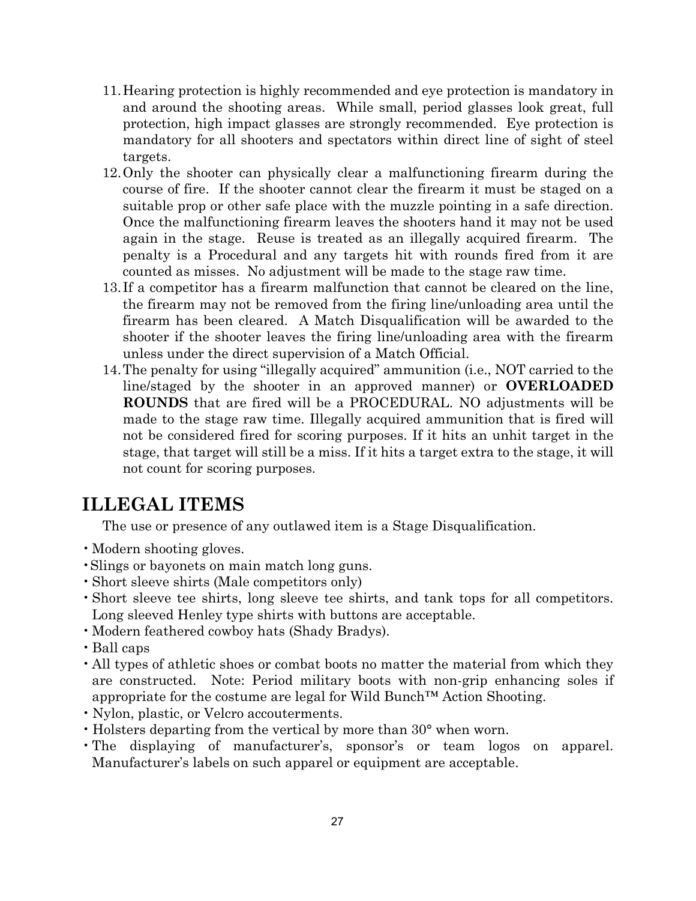11. Hearing protection is highly recommended and eye protection is mandatory in and around the shooting areas. While small, period glasses look great, full protection, high impact glasses are strongly recommended. Eye protection is mandatory for all shooters and spectators within direct line of sight of steel targets.
12. Only the shooter can physically clear a malfunctioning firearm during the course of fire. If the shooter cannot clear the firearm it must be staged on a suitable prop or other safe place with the muzzle pointing in a safe direction. Once the malfunctioning firearm leaves the shooters hand it may not be used again in the stage. Reuse is treated as an illegally acquired firearm. The penalty is a Procedural and any targets hit with rounds fired from it are counted as misses. No adjustment will be made to the stage raw time.
13. If a competitor has a firearm malfunction that cannot be cleared on the line, the firearm may not be removed from the firing line/unloading area until the firearm has been cleared. A Match Disqualification will be awarded to the shooter if the shooter leaves the firing line/unloading area with the firearm unless under the direct supervision of a Match Official.
14. The penalty for using "illegally acquired" ammunition (i.e., NOT carried to the line/staged by the shooter in an approved manner) or **OVERLOADED ROUNDS** that are fired will be a PROCEDURAL. NO adjustments will be made to the stage raw time. Illegally acquired ammunition that is fired will not be considered fired for scoring purposes. If it hits an unhit target in the stage, that target will still be a miss. If it hits a target extra to the stage, it will not count for scoring purposes.

## ILLEGAL ITEMS

The use or presence of any outlawed item is a Stage Disqualification.

- Modern shooting gloves.
- Slings or bayonets on main match long guns.
- Short sleeve shirts (Male competitors only)
- Short sleeve tee shirts, long sleeve tee shirts, and tank tops for all competitors. Long sleeved Henley type shirts with buttons are acceptable.
- Modern feathered cowboy hats (Shady Bradys).
- Ball caps
- All types of athletic shoes or combat boots no matter the material from which they are constructed. Note: Period military boots with non-grip enhancing soles if appropriate for the costume are legal for Wild Bunch™ Action Shooting.
- Nylon, plastic, or Velcro accouterments.
- Holsters departing from the vertical by more than 30° when worn.
- The displaying of manufacturer's, sponsor's or team logos on apparel. Manufacturer's labels on such apparel or equipment are acceptable.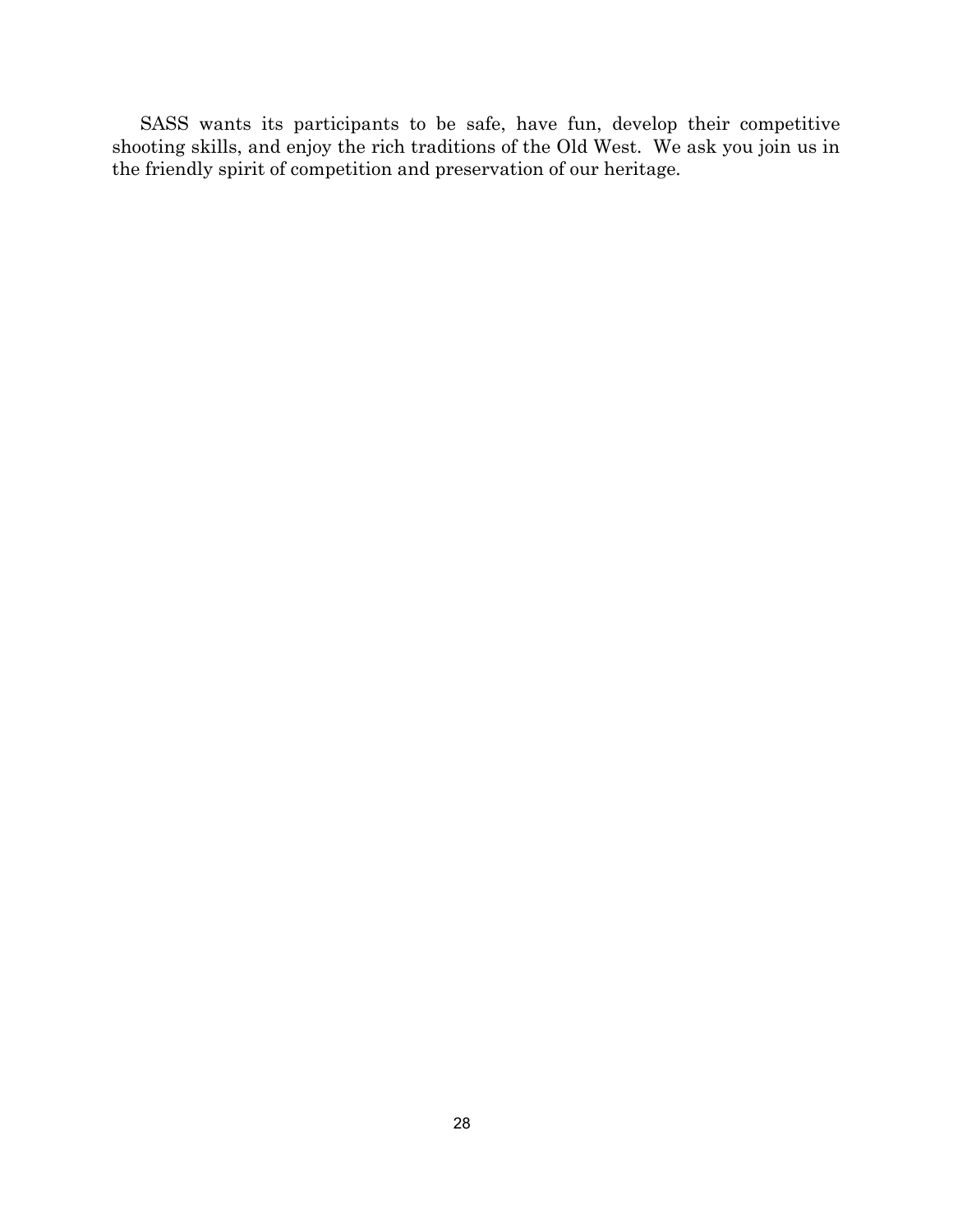SASS wants its participants to be safe, have fun, develop their competitive shooting skills, and enjoy the rich traditions of the Old West. We ask you join us in the friendly spirit of competition and preservation of our heritage.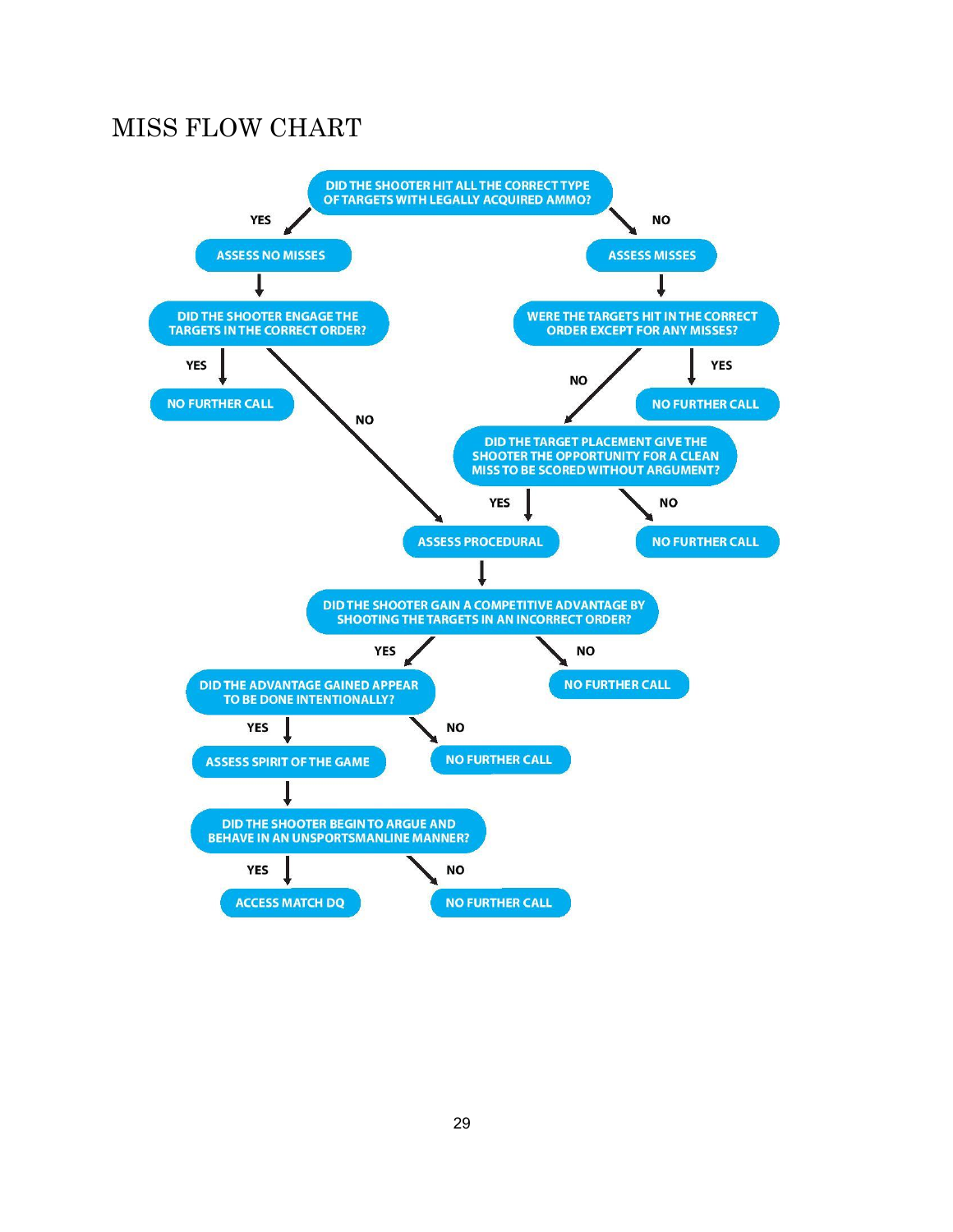# MISS FLOW CHART

- **DID THE SHOOTER HIT ALL THE CORRECT TYPE OF TARGETS WITH LEGALLY ACQUIRED AMMO?**
  - **YES** → ASSESS NO MISSES
    - **DID THE SHOOTER ENGAGE THE TARGETS IN THE CORRECT ORDER?**
      - **YES** → NO FURTHER CALL
      - **NO** → ASSESS PROCEDURAL
  - **NO** → ASSESS MISSES
    - **WERE THE TARGETS HIT IN THE CORRECT ORDER EXCEPT FOR ANY MISSES?**
      - **YES** → NO FURTHER CALL
      - **NO** → **DID THE TARGET PLACEMENT GIVE THE SHOOTER THE OPPORTUNITY FOR A CLEAN MISS TO BE SCORED WITHOUT ARGUMENT?**
        - **YES** → ASSESS PROCEDURAL
        - **NO** → NO FURTHER CALL

- **ASSESS PROCEDURAL**
  - **DID THE SHOOTER GAIN A COMPETITIVE ADVANTAGE BY SHOOTING THE TARGETS IN AN INCORRECT ORDER?**
    - **YES** → **DID THE ADVANTAGE GAINED APPEAR TO BE DONE INTENTIONALLY?**
      - **YES** → ASSESS SPIRIT OF THE GAME
        - **DID THE SHOOTER BEGIN TO ARGUE AND BEHAVE IN AN UNSPORTSMANLINE MANNER?**
          - **YES** → ACCESS MATCH DQ
          - **NO** → NO FURTHER CALL
      - **NO** → NO FURTHER CALL
    - **NO** → NO FURTHER CALL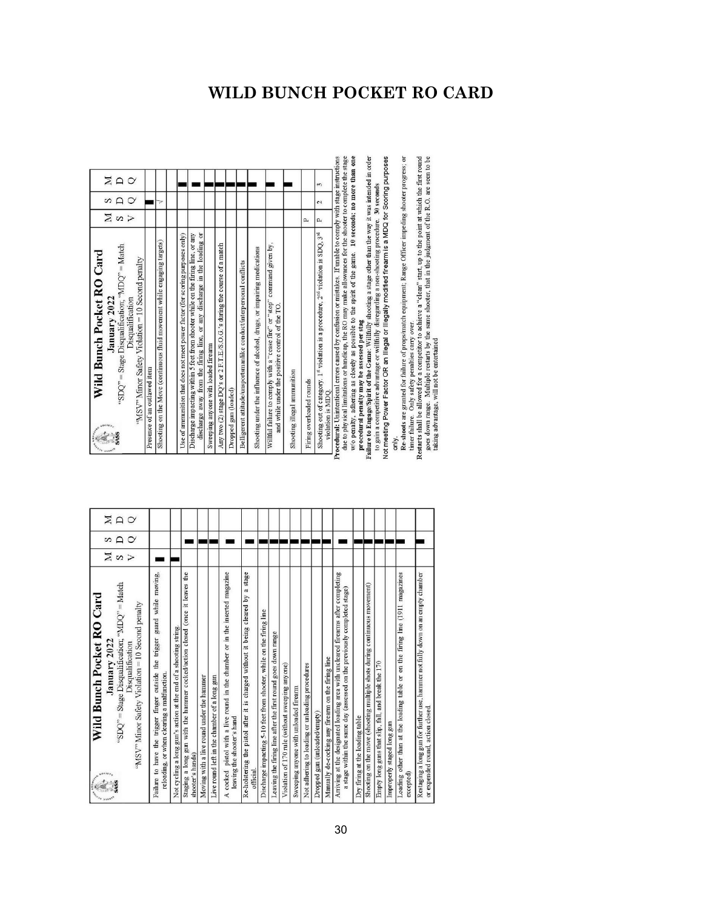# WILD BUNCH POCKET RO CARD

## Wild Bunch Pocket RO Card

**January 2022**

"SDQ" = Stage Disqualification; "MDQ" = Match Disqualification

"MSV" Minor Safety Violation = 10 Second penalty

| | MSV | SDQ | MDQ |
|---|---|---|---|
| Failure to have the trigger finger outside the trigger guard while moving, reloading, or when clearing a malfunction. | ■ | | |
| Not cycling a long gun's action at the end of a shooting string. | ■ | | |
| Staging a long gun with the hammer cocked/action closed (once it leaves the shooter's hands) | | ■ | |
| Moving with a live round under the hammer | | ■ | |
| Live round left in the chamber of a long gun | | ■ | |
| A cocked pistol with a live round in the chamber or in the inserted magazine leaving the shooter's hand | | ■ | |
| Re-holstering the pistol after it is charged without it being cleared by a stage official. | | ■ | |
| Discharge impacting 5-10 feet from shooter, while on the firing line | | ■ | |
| Leaving the firing line after the first round goes down range | | ■ | |
| Violation of 170 rule (without sweeping anyone) | | ■ | |
| Sweeping anyone with unloaded firearm | | ■ | |
| Not adhering to loading or unloading procedures | | ■ | |
| Dropped gun (unloaded/empty) | | ■ | |
| Manually de-cocking any firearm on the firing line | | ■ | |
| Arriving at the designated loading area with uncleared firearms after completing a stage within the same day (assessed on the previously completed stage) | | ■ | |
| Dry firing at the loading table | | ■ | |
| Shooting on the move (shooting multiple shots during continuous movement) | | ■ | |
| Empty long guns that slip, fall, and break the 170 | | ■ | |
| Improperly staged long gun | | ■ | |
| Loading other than at the loading table or on the firing line (1911 magazines excepted) | | ■ | |
| Restaging a long gun for further use, hammer not fully down on an empty chamber or expended round, action closed. | | ■ | |

## Wild Bunch Pocket RO Card

**January 2022**

"SDQ" = Stage Disqualification; "MDQ" = Match Disqualification

"MSV" Minor Safety Violation = 10 Second penalty

| | MSV | SDQ | MDQ |
|---|---|---|---|
| Presence of an outlawed item | | ■ | |
| Shooting on the Move (continuous fluid movement while engaging targets) | | √ | |
| Use of ammunition that does not meet power factor (for scoring purposes only) | | | ■ |
| Discharge impacting within 5 feet from shooter while on the firing line, or any discharge away from the firing line, or any discharge in the loading or | | | ■ |
| Sweeping anyone with loaded firearm | | | ■ |
| Any two (2) stage DQ's or 2 F.T.E./S.O.G.'s during the course of a match | | | ■ |
| Dropped gun (loaded) | | | ■ |
| Belligerent attitude/unsportsmanlike conduct/interpersonal conflicts | | | ■ |
| Shooting under the influence of alcohol, drugs, or impairing medications | | | ■ |
| Willful failure to comply with a "cease fire" or "stop" command given by, and while under the positive control of the TO. | | | ■ |
| Shooting illegal ammunition | | | ■ |
| Firing overloaded rounds | P | | |
| Shooting out of category. 1st violation is a procedure, 2nd violation is SDQ, 3rd violation is MDQ. | P | 2 | 3 |

**Procedural:** Unintentional errors caused by confusion or mistakes. If unable to comply with stage instructions due to physical limitations or handicap, the RO may make allowances for the shooter to complete the stage w/o penalty, adhering as closely as possible to the spirit of the game. **10 seconds; no more than one procedural penalty may be assessed per stag**

**Failure to Engage/Spirit of the Game:** Willfully shooting a stage other than the way it was intended in order to gain a competitive advantage or willfully disregarding a non-shooting procedure. **30 seconds**

Not meeting Power Factor OR an illegal or illegally modified firearm is a MDQ for Scoring purposes only.

**Re-shoots** are granted for failure of props/match equipment; Range Officer impeding shooter progress; or timer failure. Only safety penalties carry over.

**Restarts** shall be allowed for a competitor to achieve a "clean" start, up to the point at which the first round goes down range. Multiple restarts by the same shooter, that in the judgment of the R.O. are seen to be taking advantage, will not be entertained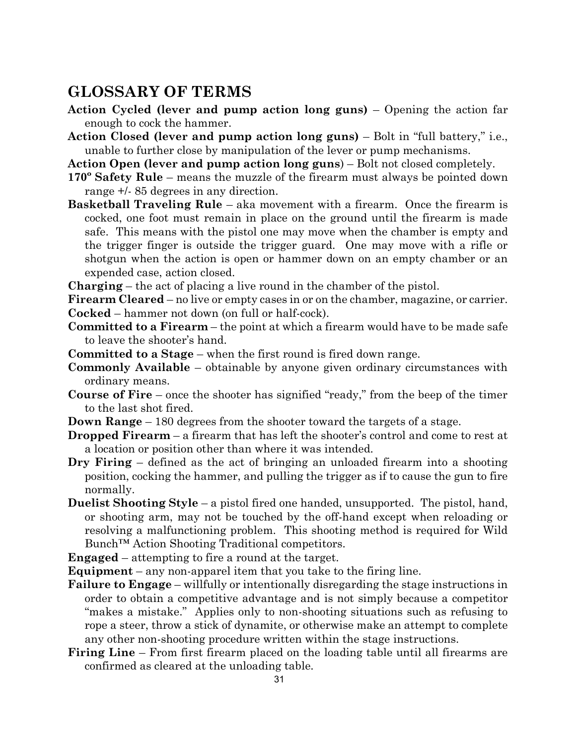## GLOSSARY OF TERMS

**Action Cycled (lever and pump action long guns)** – Opening the action far enough to cock the hammer.

**Action Closed (lever and pump action long guns)** – Bolt in "full battery," i.e., unable to further close by manipulation of the lever or pump mechanisms.

**Action Open (lever and pump action long guns**) – Bolt not closed completely.

**170º Safety Rule** – means the muzzle of the firearm must always be pointed down range +/- 85 degrees in any direction.

**Basketball Traveling Rule** – aka movement with a firearm. Once the firearm is cocked, one foot must remain in place on the ground until the firearm is made safe. This means with the pistol one may move when the chamber is empty and the trigger finger is outside the trigger guard. One may move with a rifle or shotgun when the action is open or hammer down on an empty chamber or an expended case, action closed.

**Charging** – the act of placing a live round in the chamber of the pistol.

**Firearm Cleared** – no live or empty cases in or on the chamber, magazine, or carrier.

**Cocked** – hammer not down (on full or half-cock).

**Committed to a Firearm** – the point at which a firearm would have to be made safe to leave the shooter's hand.

**Committed to a Stage** – when the first round is fired down range.

**Commonly Available** – obtainable by anyone given ordinary circumstances with ordinary means.

**Course of Fire** – once the shooter has signified "ready," from the beep of the timer to the last shot fired.

**Down Range** – 180 degrees from the shooter toward the targets of a stage.

**Dropped Firearm** – a firearm that has left the shooter's control and come to rest at a location or position other than where it was intended.

**Dry Firing** – defined as the act of bringing an unloaded firearm into a shooting position, cocking the hammer, and pulling the trigger as if to cause the gun to fire normally.

**Duelist Shooting Style** – a pistol fired one handed, unsupported. The pistol, hand, or shooting arm, may not be touched by the off-hand except when reloading or resolving a malfunctioning problem. This shooting method is required for Wild Bunch™ Action Shooting Traditional competitors.

**Engaged** – attempting to fire a round at the target.

**Equipment** – any non-apparel item that you take to the firing line.

**Failure to Engage** – willfully or intentionally disregarding the stage instructions in order to obtain a competitive advantage and is not simply because a competitor "makes a mistake." Applies only to non-shooting situations such as refusing to rope a steer, throw a stick of dynamite, or otherwise make an attempt to complete any other non-shooting procedure written within the stage instructions.

**Firing Line** – From first firearm placed on the loading table until all firearms are confirmed as cleared at the unloading table.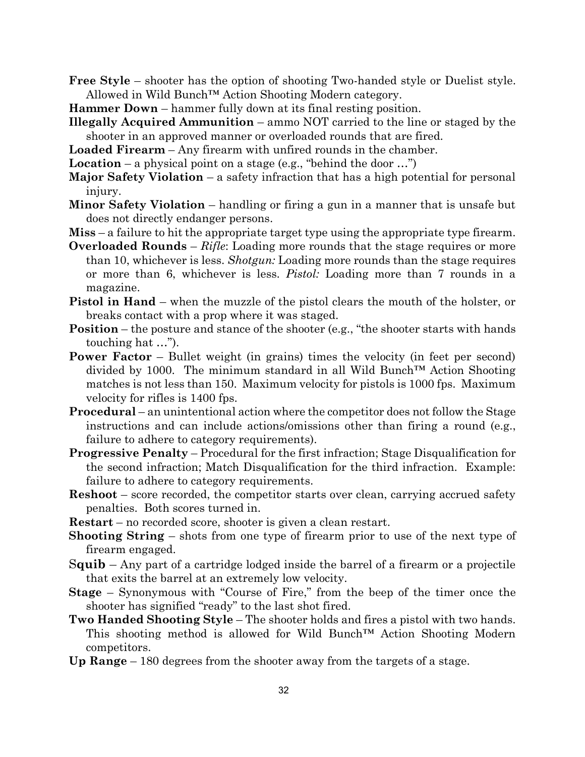**Free Style** – shooter has the option of shooting Two-handed style or Duelist style. Allowed in Wild Bunch™ Action Shooting Modern category.

**Hammer Down** – hammer fully down at its final resting position.

**Illegally Acquired Ammunition** – ammo NOT carried to the line or staged by the shooter in an approved manner or overloaded rounds that are fired.

**Loaded Firearm** – Any firearm with unfired rounds in the chamber.

**Location** – a physical point on a stage (e.g., "behind the door …")

**Major Safety Violation** – a safety infraction that has a high potential for personal injury.

**Minor Safety Violation** – handling or firing a gun in a manner that is unsafe but does not directly endanger persons.

**Miss** – a failure to hit the appropriate target type using the appropriate type firearm.

**Overloaded Rounds** – *Rifle*: Loading more rounds that the stage requires or more than 10, whichever is less. *Shotgun:* Loading more rounds than the stage requires or more than 6, whichever is less. *Pistol:* Loading more than 7 rounds in a magazine.

**Pistol in Hand** – when the muzzle of the pistol clears the mouth of the holster, or breaks contact with a prop where it was staged.

**Position** – the posture and stance of the shooter (e.g., "the shooter starts with hands touching hat …").

**Power Factor** – Bullet weight (in grains) times the velocity (in feet per second) divided by 1000. The minimum standard in all Wild Bunch™ Action Shooting matches is not less than 150. Maximum velocity for pistols is 1000 fps. Maximum velocity for rifles is 1400 fps.

**Procedural** – an unintentional action where the competitor does not follow the Stage instructions and can include actions/omissions other than firing a round (e.g., failure to adhere to category requirements).

**Progressive Penalty** – Procedural for the first infraction; Stage Disqualification for the second infraction; Match Disqualification for the third infraction. Example: failure to adhere to category requirements.

**Reshoot** – score recorded, the competitor starts over clean, carrying accrued safety penalties. Both scores turned in.

**Restart** – no recorded score, shooter is given a clean restart.

**Shooting String** – shots from one type of firearm prior to use of the next type of firearm engaged.

S**quib** – Any part of a cartridge lodged inside the barrel of a firearm or a projectile that exits the barrel at an extremely low velocity.

**Stage** – Synonymous with "Course of Fire," from the beep of the timer once the shooter has signified "ready" to the last shot fired.

**Two Handed Shooting Style** – The shooter holds and fires a pistol with two hands. This shooting method is allowed for Wild Bunch™ Action Shooting Modern competitors.

**Up Range** – 180 degrees from the shooter away from the targets of a stage.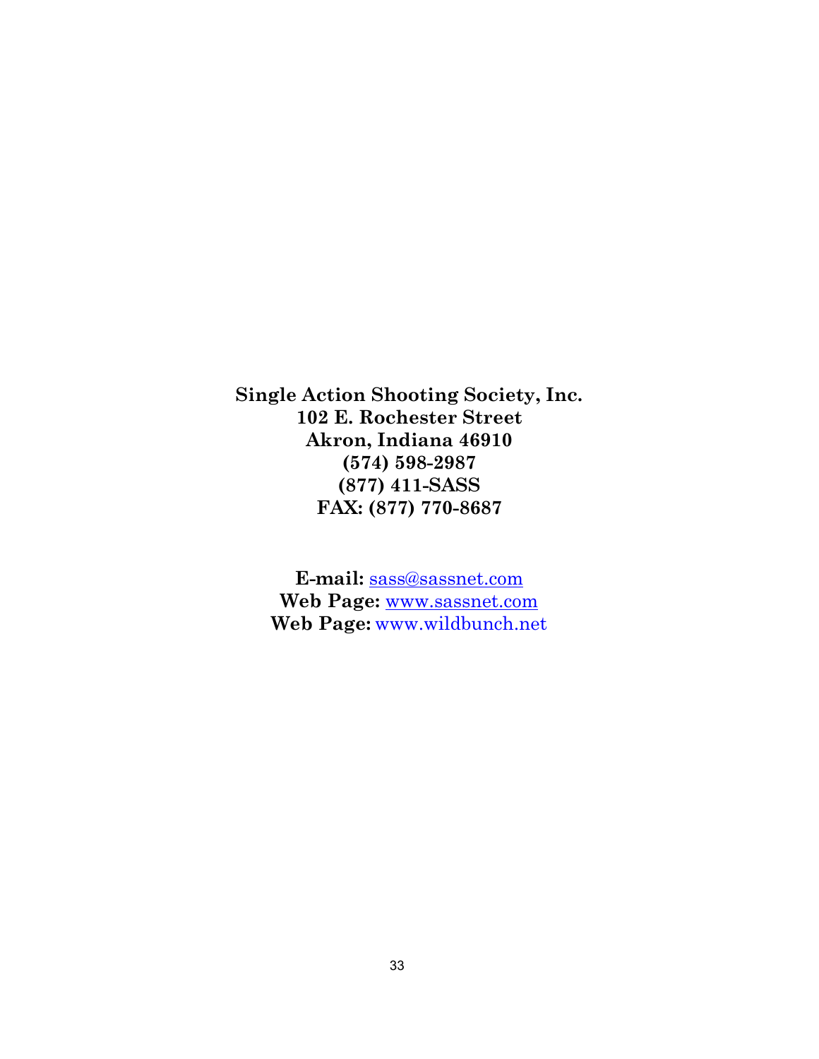**Single Action Shooting Society, Inc.**
**102 E. Rochester Street**
**Akron, Indiana 46910**
**(574) 598-2987**
**(877) 411-SASS**
**FAX: (877) 770-8687**

**E-mail:** sass@sassnet.com
**Web Page:** www.sassnet.com
**Web Page:** www.wildbunch.net